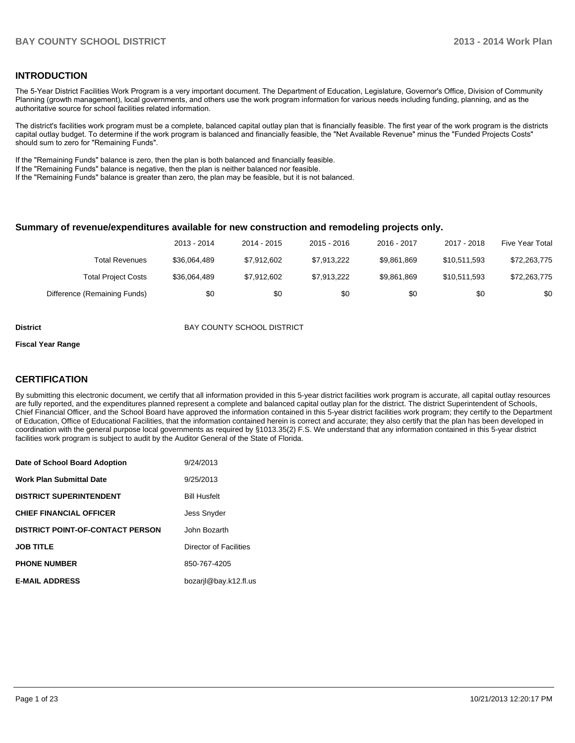## INTRODUCTION

The 5-Year District Facilities Work Program is a very important document. The Department of Education, Legislature, Governor's Office, Division of Community Planning (growth management), local governments, and others use the work program information for various needs including funding, planning, and as the authoritative source for school facilities related information.

The district's facilities work program must be a complete, balanced capital outlay plan that is financially feasible. The first year of the work program is the districts capital outlay budget. To determine if the work program is balanced and financially feasible, the "Net Available Revenue" minus the "Funded Projects Costs" should sum to zero for "Remaining Funds".

If the "Remaining Funds" balance is zero, then the plan is both balanced and financially feasible.
If the "Remaining Funds" balance is negative, then the plan is neither balanced nor feasible.
If the "Remaining Funds" balance is greater than zero, the plan may be feasible, but it is not balanced.

### Summary of revenue/expenditures available for new construction and remodeling projects only.

| | 2013 - 2014 | 2014 - 2015 | 2015 - 2016 | 2016 - 2017 | 2017 - 2018 | Five Year Total |
|---|---|---|---|---|---|---|
| Total Revenues | $36,064,489 | $7,912,602 | $7,913,222 | $9,861,869 | $10,511,593 | $72,263,775 |
| Total Project Costs | $36,064,489 | $7,912,602 | $7,913,222 | $9,861,869 | $10,511,593 | $72,263,775 |
| Difference (Remaining Funds) | $0 | $0 | $0 | $0 | $0 | $0 |

**District** BAY COUNTY SCHOOL DISTRICT

**Fiscal Year Range**

## CERTIFICATION

By submitting this electronic document, we certify that all information provided in this 5-year district facilities work program is accurate, all capital outlay resources are fully reported, and the expenditures planned represent a complete and balanced capital outlay plan for the district. The district Superintendent of Schools, Chief Financial Officer, and the School Board have approved the information contained in this 5-year district facilities work program; they certify to the Department of Education, Office of Educational Facilities, that the information contained herein is correct and accurate; they also certify that the plan has been developed in coordination with the general purpose local governments as required by §1013.35(2) F.S. We understand that any information contained in this 5-year district facilities work program is subject to audit by the Auditor General of the State of Florida.

| | |
|---|---|
| **Date of School Board Adoption** | 9/24/2013 |
| **Work Plan Submittal Date** | 9/25/2013 |
| **DISTRICT SUPERINTENDENT** | Bill Husfelt |
| **CHIEF FINANCIAL OFFICER** | Jess Snyder |
| **DISTRICT POINT-OF-CONTACT PERSON** | John Bozarth |
| **JOB TITLE** | Director of Facilities |
| **PHONE NUMBER** | 850-767-4205 |
| **E-MAIL ADDRESS** | bozarjl@bay.k12.fl.us |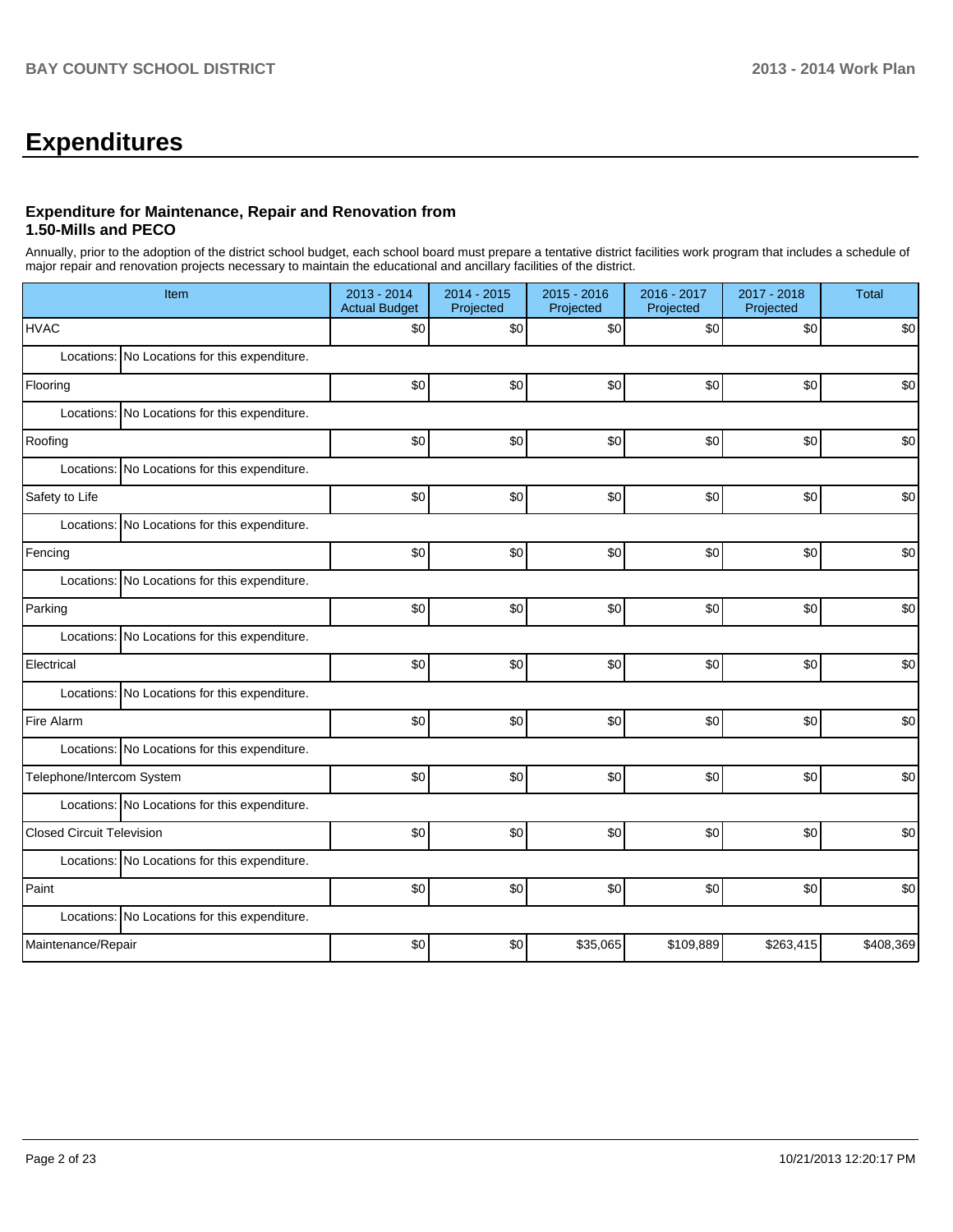# Expenditures

### Expenditure for Maintenance, Repair and Renovation from 1.50-Mills and PECO

Annually, prior to the adoption of the district school budget, each school board must prepare a tentative district facilities work program that includes a schedule of major repair and renovation projects necessary to maintain the educational and ancillary facilities of the district.

| Item | | 2013 - 2014 Actual Budget | 2014 - 2015 Projected | 2015 - 2016 Projected | 2016 - 2017 Projected | 2017 - 2018 Projected | Total |
|---|---|---|---|---|---|---|---|
| HVAC | | $0 | $0 | $0 | $0 | $0 | $0 |
| Locations: | No Locations for this expenditure. | | | | | | |
| Flooring | | $0 | $0 | $0 | $0 | $0 | $0 |
| Locations: | No Locations for this expenditure. | | | | | | |
| Roofing | | $0 | $0 | $0 | $0 | $0 | $0 |
| Locations: | No Locations for this expenditure. | | | | | | |
| Safety to Life | | $0 | $0 | $0 | $0 | $0 | $0 |
| Locations: | No Locations for this expenditure. | | | | | | |
| Fencing | | $0 | $0 | $0 | $0 | $0 | $0 |
| Locations: | No Locations for this expenditure. | | | | | | |
| Parking | | $0 | $0 | $0 | $0 | $0 | $0 |
| Locations: | No Locations for this expenditure. | | | | | | |
| Electrical | | $0 | $0 | $0 | $0 | $0 | $0 |
| Locations: | No Locations for this expenditure. | | | | | | |
| Fire Alarm | | $0 | $0 | $0 | $0 | $0 | $0 |
| Locations: | No Locations for this expenditure. | | | | | | |
| Telephone/Intercom System | | $0 | $0 | $0 | $0 | $0 | $0 |
| Locations: | No Locations for this expenditure. | | | | | | |
| Closed Circuit Television | | $0 | $0 | $0 | $0 | $0 | $0 |
| Locations: | No Locations for this expenditure. | | | | | | |
| Paint | | $0 | $0 | $0 | $0 | $0 | $0 |
| Locations: | No Locations for this expenditure. | | | | | | |
| Maintenance/Repair | | $0 | $0 | $35,065 | $109,889 | $263,415 | $408,369 |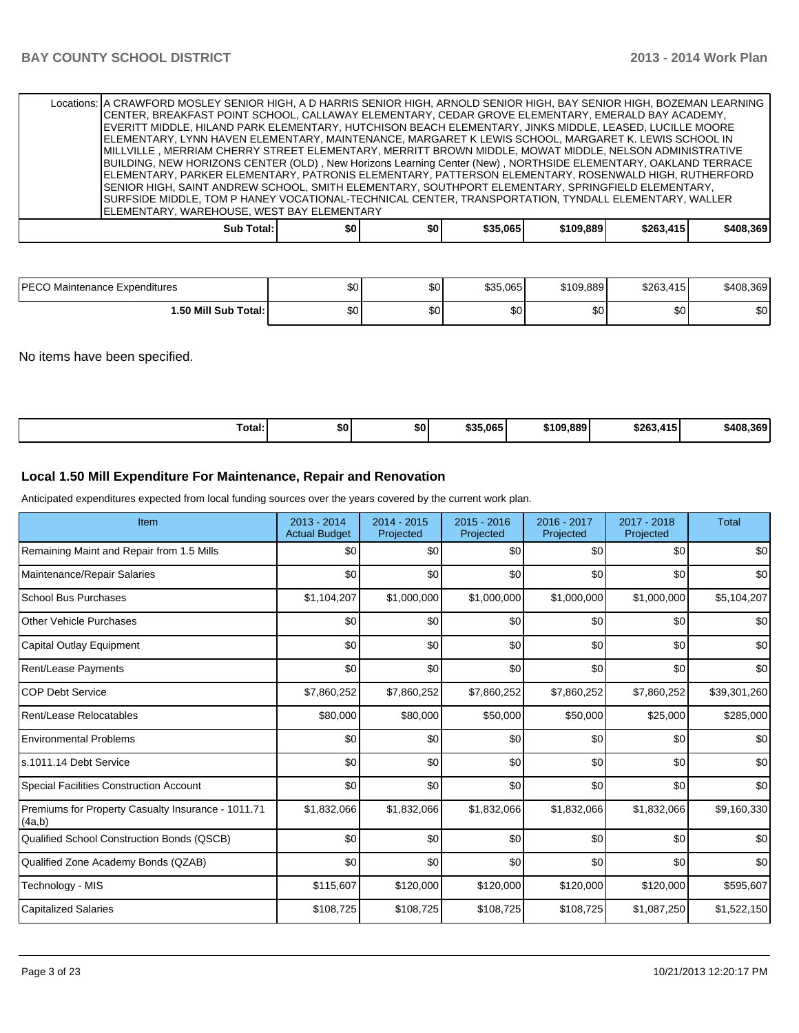| | | | | | | |
|---|---|---|---|---|---|---|
| Locations: | A CRAWFORD MOSLEY SENIOR HIGH, A D HARRIS SENIOR HIGH, ARNOLD SENIOR HIGH, BAY SENIOR HIGH, BOZEMAN LEARNING CENTER, BREAKFAST POINT SCHOOL, CALLAWAY ELEMENTARY, CEDAR GROVE ELEMENTARY, EMERALD BAY ACADEMY, EVERITT MIDDLE, HILAND PARK ELEMENTARY, HUTCHISON BEACH ELEMENTARY, JINKS MIDDLE, LEASED, LUCILLE MOORE ELEMENTARY, LYNN HAVEN ELEMENTARY, MAINTENANCE, MARGARET K LEWIS SCHOOL, MARGARET K. LEWIS SCHOOL IN MILLVILLE , MERRIAM CHERRY STREET ELEMENTARY, MERRITT BROWN MIDDLE, MOWAT MIDDLE, NELSON ADMINISTRATIVE BUILDING, NEW HORIZONS CENTER (OLD) , New Horizons Learning Center (New) , NORTHSIDE ELEMENTARY, OAKLAND TERRACE ELEMENTARY, PARKER ELEMENTARY, PATRONIS ELEMENTARY, PATTERSON ELEMENTARY, ROSENWALD HIGH, RUTHERFORD SENIOR HIGH, SAINT ANDREW SCHOOL, SMITH ELEMENTARY, SOUTHPORT ELEMENTARY, SPRINGFIELD ELEMENTARY, SURFSIDE MIDDLE, TOM P HANEY VOCATIONAL-TECHNICAL CENTER, TRANSPORTATION, TYNDALL ELEMENTARY, WALLER ELEMENTARY, WAREHOUSE, WEST BAY ELEMENTARY | | | | | |
| **Sub Total:** | **$0** | **$0** | **$35,065** | **$109,889** | **$263,415** | **$408,369** |

| | | | | | | |
|---|---|---|---|---|---|---|
| PECO Maintenance Expenditures | $0 | $0 | $35,065 | $109,889 | $263,415 | $408,369 |
| **1.50 Mill Sub Total:** | $0 | $0 | $0 | $0 | $0 | $0 |

No items have been specified.

| | | | | | | |
|---|---|---|---|---|---|---|
| **Total:** | **$0** | **$0** | **$35,065** | **$109,889** | **$263,415** | **$408,369** |

### Local 1.50 Mill Expenditure For Maintenance, Repair and Renovation

Anticipated expenditures expected from local funding sources over the years covered by the current work plan.

| Item | 2013 - 2014 Actual Budget | 2014 - 2015 Projected | 2015 - 2016 Projected | 2016 - 2017 Projected | 2017 - 2018 Projected | Total |
|---|---|---|---|---|---|---|
| Remaining Maint and Repair from 1.5 Mills | $0 | $0 | $0 | $0 | $0 | $0 |
| Maintenance/Repair Salaries | $0 | $0 | $0 | $0 | $0 | $0 |
| School Bus Purchases | $1,104,207 | $1,000,000 | $1,000,000 | $1,000,000 | $1,000,000 | $5,104,207 |
| Other Vehicle Purchases | $0 | $0 | $0 | $0 | $0 | $0 |
| Capital Outlay Equipment | $0 | $0 | $0 | $0 | $0 | $0 |
| Rent/Lease Payments | $0 | $0 | $0 | $0 | $0 | $0 |
| COP Debt Service | $7,860,252 | $7,860,252 | $7,860,252 | $7,860,252 | $7,860,252 | $39,301,260 |
| Rent/Lease Relocatables | $80,000 | $80,000 | $50,000 | $50,000 | $25,000 | $285,000 |
| Environmental Problems | $0 | $0 | $0 | $0 | $0 | $0 |
| s.1011.14 Debt Service | $0 | $0 | $0 | $0 | $0 | $0 |
| Special Facilities Construction Account | $0 | $0 | $0 | $0 | $0 | $0 |
| Premiums for Property Casualty Insurance - 1011.71 (4a,b) | $1,832,066 | $1,832,066 | $1,832,066 | $1,832,066 | $1,832,066 | $9,160,330 |
| Qualified School Construction Bonds (QSCB) | $0 | $0 | $0 | $0 | $0 | $0 |
| Qualified Zone Academy Bonds (QZAB) | $0 | $0 | $0 | $0 | $0 | $0 |
| Technology - MIS | $115,607 | $120,000 | $120,000 | $120,000 | $120,000 | $595,607 |
| Capitalized Salaries | $108,725 | $108,725 | $108,725 | $108,725 | $1,087,250 | $1,522,150 |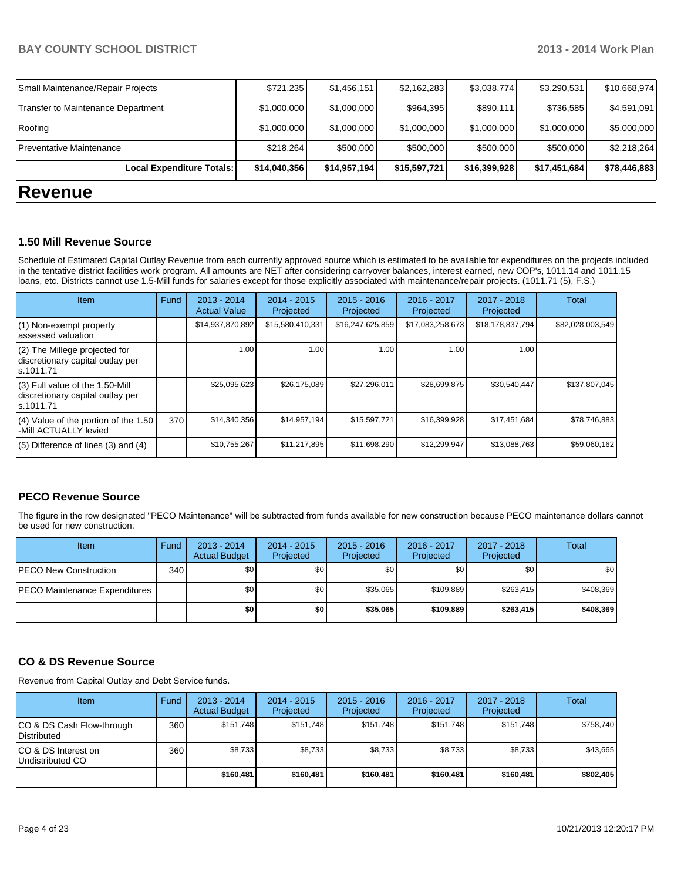| Small Maintenance/Repair Projects | $721,235 | $1,456,151 | $2,162,283 | $3,038,774 | $3,290,531 | $10,668,974 |
|---|---|---|---|---|---|---|
| Transfer to Maintenance Department | $1,000,000 | $1,000,000 | $964,395 | $890,111 | $736,585 | $4,591,091 |
| Roofing | $1,000,000 | $1,000,000 | $1,000,000 | $1,000,000 | $1,000,000 | $5,000,000 |
| Preventative Maintenance | $218,264 | $500,000 | $500,000 | $500,000 | $500,000 | $2,218,264 |
| **Local Expenditure Totals:** | **$14,040,356** | **$14,957,194** | **$15,597,721** | **$16,399,928** | **$17,451,684** | **$78,446,883** |

# Revenue

### 1.50 Mill Revenue Source

Schedule of Estimated Capital Outlay Revenue from each currently approved source which is estimated to be available for expenditures on the projects included in the tentative district facilities work program. All amounts are NET after considering carryover balances, interest earned, new COP's, 1011.14 and 1011.15 loans, etc. Districts cannot use 1.5-Mill funds for salaries except for those explicitly associated with maintenance/repair projects. (1011.71 (5), F.S.)

| Item | Fund | 2013 - 2014 Actual Value | 2014 - 2015 Projected | 2015 - 2016 Projected | 2016 - 2017 Projected | 2017 - 2018 Projected | Total |
|---|---|---|---|---|---|---|---|
| (1) Non-exempt property assessed valuation | | $14,937,870,892 | $15,580,410,331 | $16,247,625,859 | $17,083,258,673 | $18,178,837,794 | $82,028,003,549 |
| (2) The Millege projected for discretionary capital outlay per s.1011.71 | | 1.00 | 1.00 | 1.00 | 1.00 | 1.00 | |
| (3) Full value of the 1.50-Mill discretionary capital outlay per s.1011.71 | | $25,095,623 | $26,175,089 | $27,296,011 | $28,699,875 | $30,540,447 | $137,807,045 |
| (4) Value of the portion of the 1.50 -Mill ACTUALLY levied | 370 | $14,340,356 | $14,957,194 | $15,597,721 | $16,399,928 | $17,451,684 | $78,746,883 |
| (5) Difference of lines (3) and (4) | | $10,755,267 | $11,217,895 | $11,698,290 | $12,299,947 | $13,088,763 | $59,060,162 |

### PECO Revenue Source

The figure in the row designated "PECO Maintenance" will be subtracted from funds available for new construction because PECO maintenance dollars cannot be used for new construction.

| Item | Fund | 2013 - 2014 Actual Budget | 2014 - 2015 Projected | 2015 - 2016 Projected | 2016 - 2017 Projected | 2017 - 2018 Projected | Total |
|---|---|---|---|---|---|---|---|
| PECO New Construction | 340 | $0 | $0 | $0 | $0 | $0 | $0 |
| PECO Maintenance Expenditures | | $0 | $0 | $35,065 | $109,889 | $263,415 | $408,369 |
| | | **$0** | **$0** | **$35,065** | **$109,889** | **$263,415** | **$408,369** |

### CO & DS Revenue Source

Revenue from Capital Outlay and Debt Service funds.

| Item | Fund | 2013 - 2014 Actual Budget | 2014 - 2015 Projected | 2015 - 2016 Projected | 2016 - 2017 Projected | 2017 - 2018 Projected | Total |
|---|---|---|---|---|---|---|---|
| CO & DS Cash Flow-through Distributed | 360 | $151,748 | $151,748 | $151,748 | $151,748 | $151,748 | $758,740 |
| CO & DS Interest on Undistributed CO | 360 | $8,733 | $8,733 | $8,733 | $8,733 | $8,733 | $43,665 |
| | | **$160,481** | **$160,481** | **$160,481** | **$160,481** | **$160,481** | **$802,405** |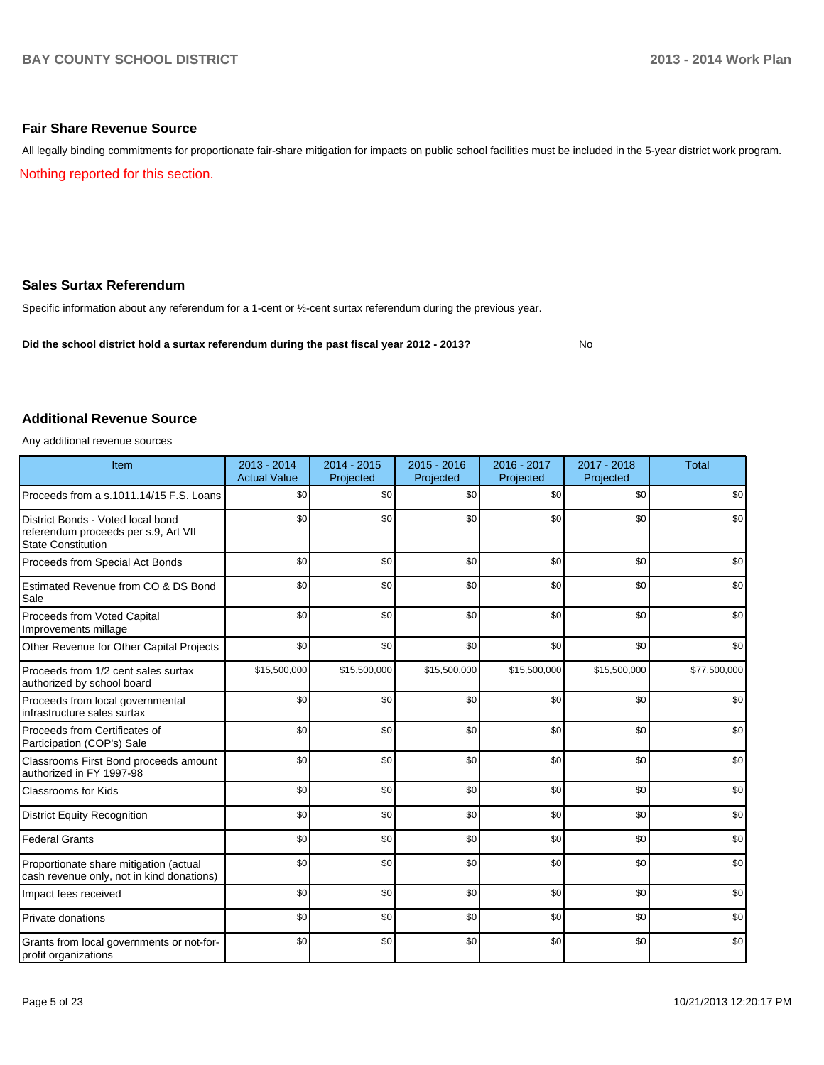## Fair Share Revenue Source

All legally binding commitments for proportionate fair-share mitigation for impacts on public school facilities must be included in the 5-year district work program.

Nothing reported for this section.

## Sales Surtax Referendum

Specific information about any referendum for a 1-cent or ½-cent surtax referendum during the previous year.

**Did the school district hold a surtax referendum during the past fiscal year 2012 - 2013?** No

## Additional Revenue Source

Any additional revenue sources

| Item | 2013 - 2014 Actual Value | 2014 - 2015 Projected | 2015 - 2016 Projected | 2016 - 2017 Projected | 2017 - 2018 Projected | Total |
|---|---|---|---|---|---|---|
| Proceeds from a s.1011.14/15 F.S. Loans | $0 | $0 | $0 | $0 | $0 | $0 |
| District Bonds - Voted local bond referendum proceeds per s.9, Art VII State Constitution | $0 | $0 | $0 | $0 | $0 | $0 |
| Proceeds from Special Act Bonds | $0 | $0 | $0 | $0 | $0 | $0 |
| Estimated Revenue from CO & DS Bond Sale | $0 | $0 | $0 | $0 | $0 | $0 |
| Proceeds from Voted Capital Improvements millage | $0 | $0 | $0 | $0 | $0 | $0 |
| Other Revenue for Other Capital Projects | $0 | $0 | $0 | $0 | $0 | $0 |
| Proceeds from 1/2 cent sales surtax authorized by school board | $15,500,000 | $15,500,000 | $15,500,000 | $15,500,000 | $15,500,000 | $77,500,000 |
| Proceeds from local governmental infrastructure sales surtax | $0 | $0 | $0 | $0 | $0 | $0 |
| Proceeds from Certificates of Participation (COP's) Sale | $0 | $0 | $0 | $0 | $0 | $0 |
| Classrooms First Bond proceeds amount authorized in FY 1997-98 | $0 | $0 | $0 | $0 | $0 | $0 |
| Classrooms for Kids | $0 | $0 | $0 | $0 | $0 | $0 |
| District Equity Recognition | $0 | $0 | $0 | $0 | $0 | $0 |
| Federal Grants | $0 | $0 | $0 | $0 | $0 | $0 |
| Proportionate share mitigation (actual cash revenue only, not in kind donations) | $0 | $0 | $0 | $0 | $0 | $0 |
| Impact fees received | $0 | $0 | $0 | $0 | $0 | $0 |
| Private donations | $0 | $0 | $0 | $0 | $0 | $0 |
| Grants from local governments or not-for-profit organizations | $0 | $0 | $0 | $0 | $0 | $0 |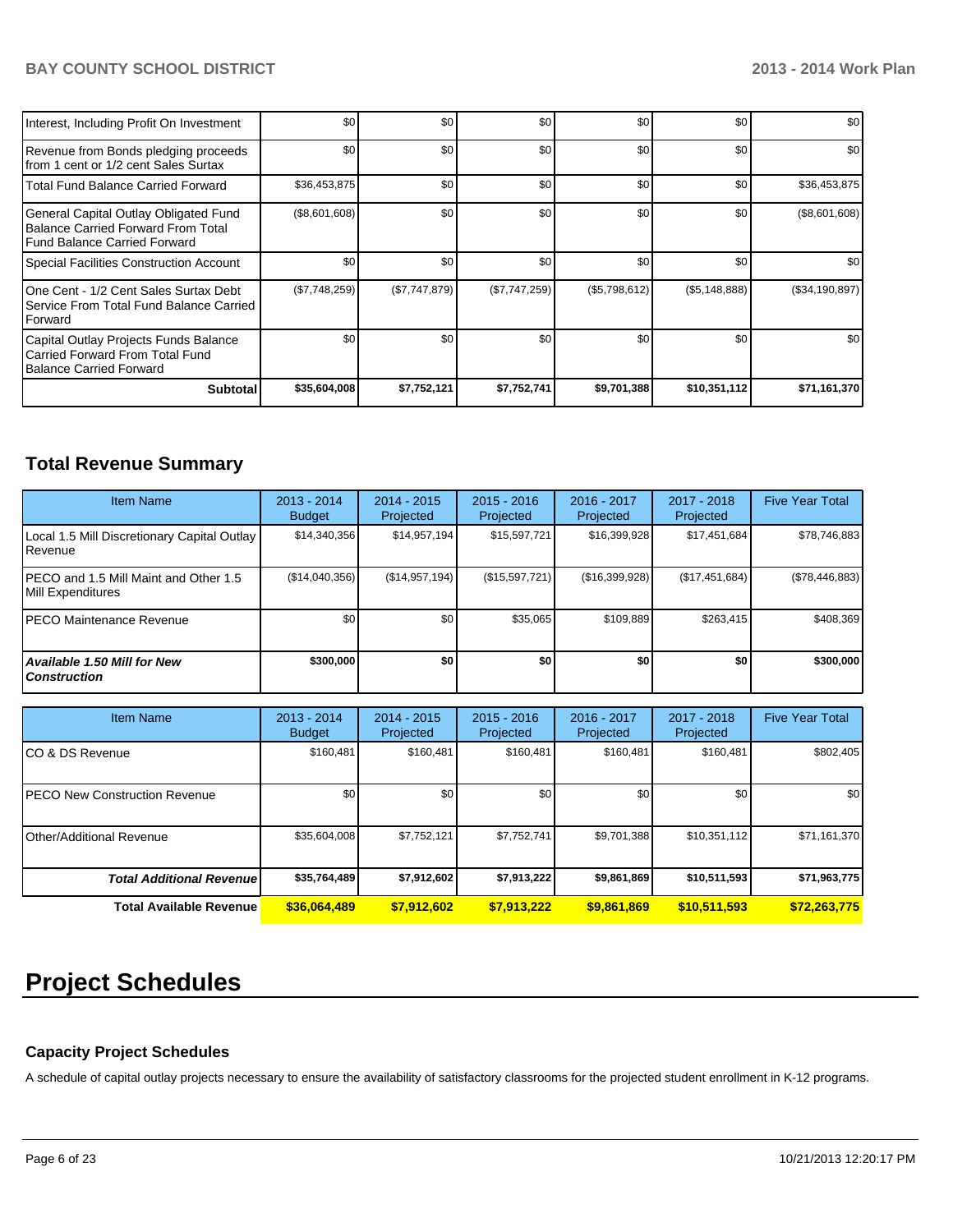| | | | | | | |
|---|---|---|---|---|---|---|
| Interest, Including Profit On Investment | $0 | $0 | $0 | $0 | $0 | $0 |
| Revenue from Bonds pledging proceeds from 1 cent or 1/2 cent Sales Surtax | $0 | $0 | $0 | $0 | $0 | $0 |
| Total Fund Balance Carried Forward | $36,453,875 | $0 | $0 | $0 | $0 | $36,453,875 |
| General Capital Outlay Obligated Fund Balance Carried Forward From Total Fund Balance Carried Forward | ($8,601,608) | $0 | $0 | $0 | $0 | ($8,601,608) |
| Special Facilities Construction Account | $0 | $0 | $0 | $0 | $0 | $0 |
| One Cent - 1/2 Cent Sales Surtax Debt Service From Total Fund Balance Carried Forward | ($7,748,259) | ($7,747,879) | ($7,747,259) | ($5,798,612) | ($5,148,888) | ($34,190,897) |
| Capital Outlay Projects Funds Balance Carried Forward From Total Fund Balance Carried Forward | $0 | $0 | $0 | $0 | $0 | $0 |
| **Subtotal** | **$35,604,008** | **$7,752,121** | **$7,752,741** | **$9,701,388** | **$10,351,112** | **$71,161,370** |

## Total Revenue Summary

| Item Name | 2013 - 2014 Budget | 2014 - 2015 Projected | 2015 - 2016 Projected | 2016 - 2017 Projected | 2017 - 2018 Projected | Five Year Total |
|---|---|---|---|---|---|---|
| Local 1.5 Mill Discretionary Capital Outlay Revenue | $14,340,356 | $14,957,194 | $15,597,721 | $16,399,928 | $17,451,684 | $78,746,883 |
| PECO and 1.5 Mill Maint and Other 1.5 Mill Expenditures | ($14,040,356) | ($14,957,194) | ($15,597,721) | ($16,399,928) | ($17,451,684) | ($78,446,883) |
| PECO Maintenance Revenue | $0 | $0 | $35,065 | $109,889 | $263,415 | $408,369 |
| ***Available 1.50 Mill for New Construction*** | **$300,000** | **$0** | **$0** | **$0** | **$0** | **$300,000** |

| Item Name | 2013 - 2014 Budget | 2014 - 2015 Projected | 2015 - 2016 Projected | 2016 - 2017 Projected | 2017 - 2018 Projected | Five Year Total |
|---|---|---|---|---|---|---|
| CO & DS Revenue | $160,481 | $160,481 | $160,481 | $160,481 | $160,481 | $802,405 |
| PECO New Construction Revenue | $0 | $0 | $0 | $0 | $0 | $0 |
| Other/Additional Revenue | $35,604,008 | $7,752,121 | $7,752,741 | $9,701,388 | $10,351,112 | $71,161,370 |
| ***Total Additional Revenue*** | **$35,764,489** | **$7,912,602** | **$7,913,222** | **$9,861,869** | **$10,511,593** | **$71,963,775** |
| **Total Available Revenue** | **$36,064,489** | **$7,912,602** | **$7,913,222** | **$9,861,869** | **$10,511,593** | **$72,263,775** |

# Project Schedules

### Capacity Project Schedules

A schedule of capital outlay projects necessary to ensure the availability of satisfactory classrooms for the projected student enrollment in K-12 programs.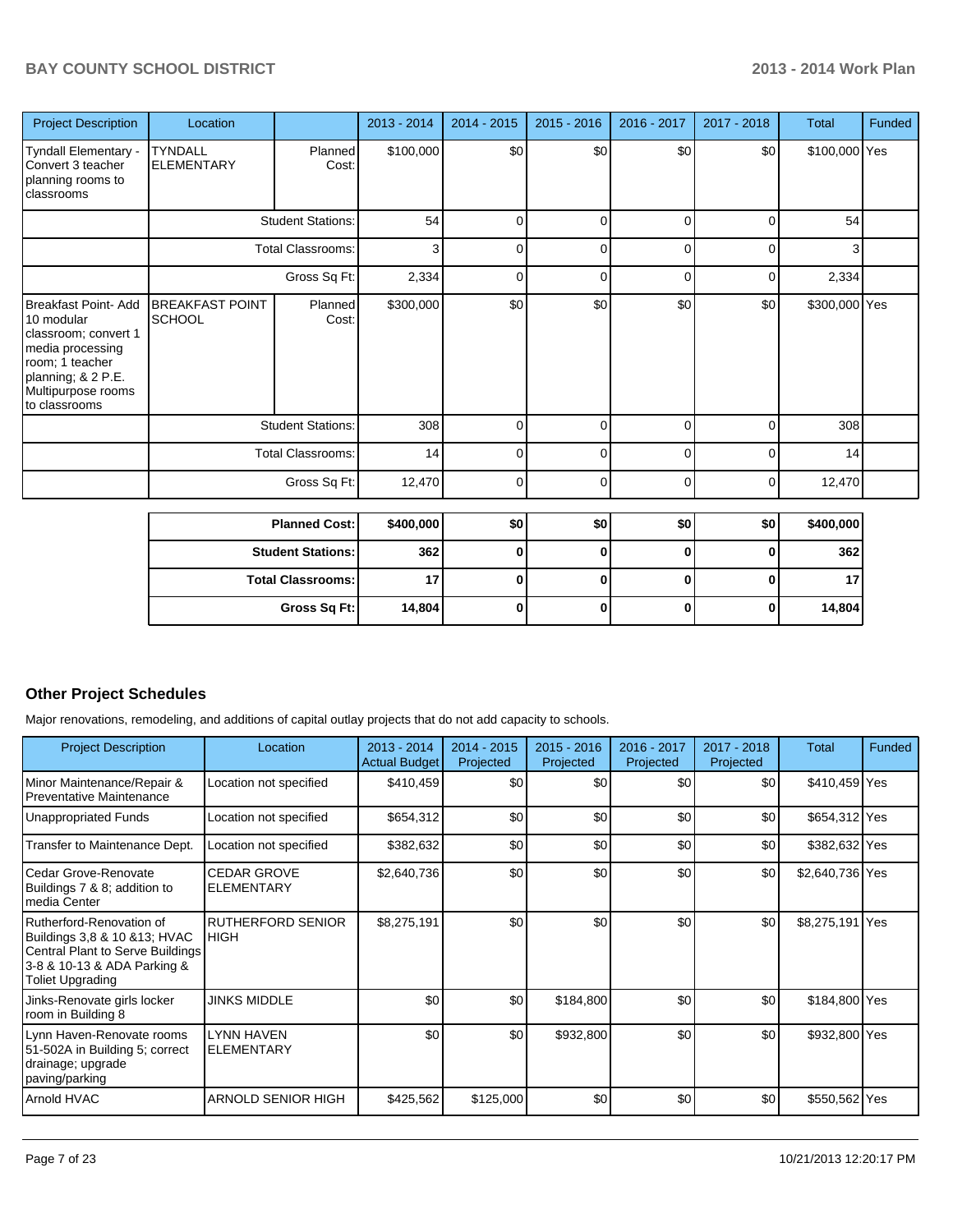| Project Description | Location | | 2013 - 2014 | 2014 - 2015 | 2015 - 2016 | 2016 - 2017 | 2017 - 2018 | Total | Funded |
|---|---|---|---|---|---|---|---|---|---|
| Tyndall Elementary - Convert 3 teacher planning rooms to classrooms | TYNDALL ELEMENTARY | Planned Cost: | $100,000 | $0 | $0 | $0 | $0 | $100,000 | Yes |
| | | Student Stations: | 54 | 0 | 0 | 0 | 0 | 54 | |
| | | Total Classrooms: | 3 | 0 | 0 | 0 | 0 | 3 | |
| | | Gross Sq Ft: | 2,334 | 0 | 0 | 0 | 0 | 2,334 | |
| Breakfast Point- Add 10 modular classroom; convert 1 media processing room; 1 teacher planning; & 2 P.E. Multipurpose rooms to classrooms | BREAKFAST POINT SCHOOL | Planned Cost: | $300,000 | $0 | $0 | $0 | $0 | $300,000 | Yes |
| | | Student Stations: | 308 | 0 | 0 | 0 | 0 | 308 | |
| | | Total Classrooms: | 14 | 0 | 0 | 0 | 0 | 14 | |
| | | Gross Sq Ft: | 12,470 | 0 | 0 | 0 | 0 | 12,470 | |

| | 2013 - 2014 | 2014 - 2015 | 2015 - 2016 | 2016 - 2017 | 2017 - 2018 | Total |
|---|---|---|---|---|---|---|
| **Planned Cost:** | **$400,000** | **$0** | **$0** | **$0** | **$0** | **$400,000** |
| **Student Stations:** | **362** | **0** | **0** | **0** | **0** | **362** |
| **Total Classrooms:** | **17** | **0** | **0** | **0** | **0** | **17** |
| **Gross Sq Ft:** | **14,804** | **0** | **0** | **0** | **0** | **14,804** |

## Other Project Schedules

Major renovations, remodeling, and additions of capital outlay projects that do not add capacity to schools.

| Project Description | Location | 2013 - 2014 Actual Budget | 2014 - 2015 Projected | 2015 - 2016 Projected | 2016 - 2017 Projected | 2017 - 2018 Projected | Total | Funded |
|---|---|---|---|---|---|---|---|---|
| Minor Maintenance/Repair & Preventative Maintenance | Location not specified | $410,459 | $0 | $0 | $0 | $0 | $410,459 | Yes |
| Unappropriated Funds | Location not specified | $654,312 | $0 | $0 | $0 | $0 | $654,312 | Yes |
| Transfer to Maintenance Dept. | Location not specified | $382,632 | $0 | $0 | $0 | $0 | $382,632 | Yes |
| Cedar Grove-Renovate Buildings 7 & 8; addition to media Center | CEDAR GROVE ELEMENTARY | $2,640,736 | $0 | $0 | $0 | $0 | $2,640,736 | Yes |
| Rutherford-Renovation of Buildings 3,8 & 10 &13; HVAC Central Plant to Serve Buildings 3-8 & 10-13 & ADA Parking & Toliet Upgrading | RUTHERFORD SENIOR HIGH | $8,275,191 | $0 | $0 | $0 | $0 | $8,275,191 | Yes |
| Jinks-Renovate girls locker room in Building 8 | JINKS MIDDLE | $0 | $0 | $184,800 | $0 | $0 | $184,800 | Yes |
| Lynn Haven-Renovate rooms 51-502A in Building 5; correct drainage; upgrade paving/parking | LYNN HAVEN ELEMENTARY | $0 | $0 | $932,800 | $0 | $0 | $932,800 | Yes |
| Arnold HVAC | ARNOLD SENIOR HIGH | $425,562 | $125,000 | $0 | $0 | $0 | $550,562 | Yes |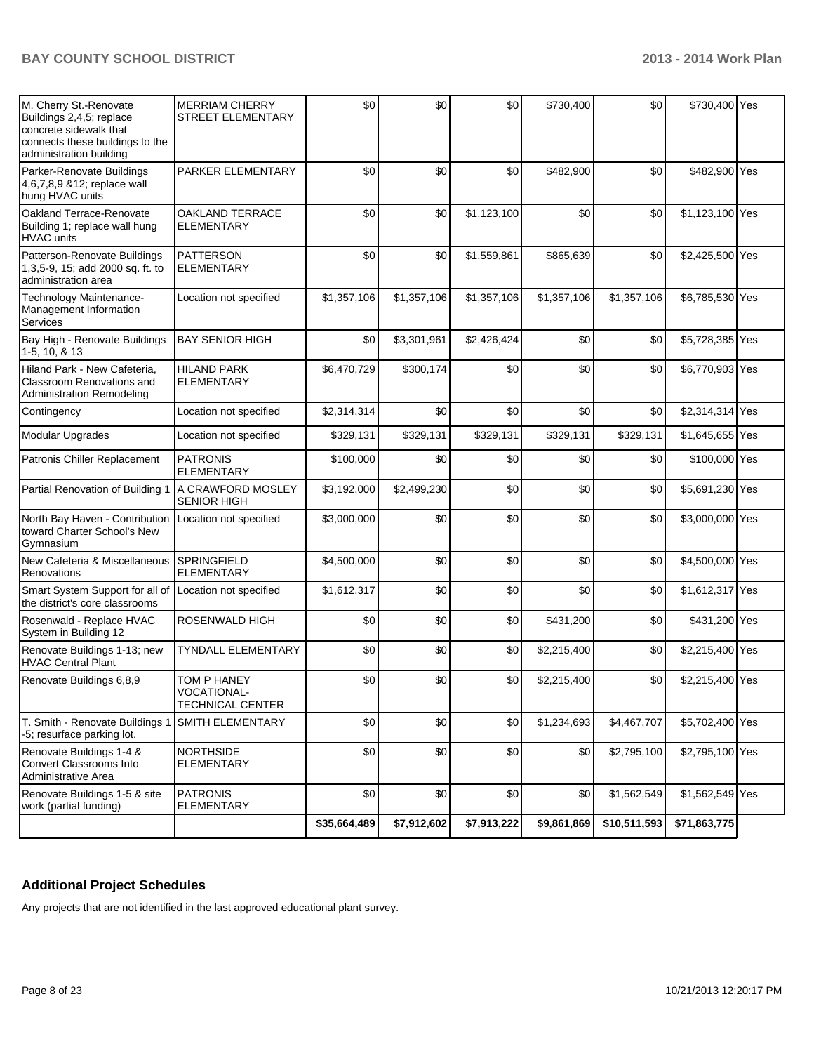| | | | | | | | | |
|---|---|---|---|---|---|---|---|---|
| M. Cherry St.-Renovate Buildings 2,4,5; replace concrete sidewalk that connects these buildings to the administration building | MERRIAM CHERRY STREET ELEMENTARY | $0 | $0 | $0 | $730,400 | $0 | $730,400 | Yes |
| Parker-Renovate Buildings 4,6,7,8,9 &12; replace wall hung HVAC units | PARKER ELEMENTARY | $0 | $0 | $0 | $482,900 | $0 | $482,900 | Yes |
| Oakland Terrace-Renovate Building 1; replace wall hung HVAC units | OAKLAND TERRACE ELEMENTARY | $0 | $0 | $1,123,100 | $0 | $0 | $1,123,100 | Yes |
| Patterson-Renovate Buildings 1,3,5-9, 15; add 2000 sq. ft. to administration area | PATTERSON ELEMENTARY | $0 | $0 | $1,559,861 | $865,639 | $0 | $2,425,500 | Yes |
| Technology Maintenance-Management Information Services | Location not specified | $1,357,106 | $1,357,106 | $1,357,106 | $1,357,106 | $1,357,106 | $6,785,530 | Yes |
| Bay High - Renovate Buildings 1-5, 10, & 13 | BAY SENIOR HIGH | $0 | $3,301,961 | $2,426,424 | $0 | $0 | $5,728,385 | Yes |
| Hiland Park - New Cafeteria, Classroom Renovations and Administration Remodeling | HILAND PARK ELEMENTARY | $6,470,729 | $300,174 | $0 | $0 | $0 | $6,770,903 | Yes |
| Contingency | Location not specified | $2,314,314 | $0 | $0 | $0 | $0 | $2,314,314 | Yes |
| Modular Upgrades | Location not specified | $329,131 | $329,131 | $329,131 | $329,131 | $329,131 | $1,645,655 | Yes |
| Patronis Chiller Replacement | PATRONIS ELEMENTARY | $100,000 | $0 | $0 | $0 | $0 | $100,000 | Yes |
| Partial Renovation of Building 1 | A CRAWFORD MOSLEY SENIOR HIGH | $3,192,000 | $2,499,230 | $0 | $0 | $0 | $5,691,230 | Yes |
| North Bay Haven - Contribution toward Charter School's New Gymnasium | Location not specified | $3,000,000 | $0 | $0 | $0 | $0 | $3,000,000 | Yes |
| New Cafeteria & Miscellaneous Renovations | SPRINGFIELD ELEMENTARY | $4,500,000 | $0 | $0 | $0 | $0 | $4,500,000 | Yes |
| Smart System Support for all of the district's core classrooms | Location not specified | $1,612,317 | $0 | $0 | $0 | $0 | $1,612,317 | Yes |
| Rosenwald - Replace HVAC System in Building 12 | ROSENWALD HIGH | $0 | $0 | $0 | $431,200 | $0 | $431,200 | Yes |
| Renovate Buildings 1-13; new HVAC Central Plant | TYNDALL ELEMENTARY | $0 | $0 | $0 | $2,215,400 | $0 | $2,215,400 | Yes |
| Renovate Buildings 6,8,9 | TOM P HANEY VOCATIONAL-TECHNICAL CENTER | $0 | $0 | $0 | $2,215,400 | $0 | $2,215,400 | Yes |
| T. Smith - Renovate Buildings 1-5; resurface parking lot. | SMITH ELEMENTARY | $0 | $0 | $0 | $1,234,693 | $4,467,707 | $5,702,400 | Yes |
| Renovate Buildings 1-4 & Convert Classrooms Into Administrative Area | NORTHSIDE ELEMENTARY | $0 | $0 | $0 | $0 | $2,795,100 | $2,795,100 | Yes |
| Renovate Buildings 1-5 & site work (partial funding) | PATRONIS ELEMENTARY | $0 | $0 | $0 | $0 | $1,562,549 | $1,562,549 | Yes |
| | | **$35,664,489** | **$7,912,602** | **$7,913,222** | **$9,861,869** | **$10,511,593** | **$71,863,775** | |

## Additional Project Schedules

Any projects that are not identified in the last approved educational plant survey.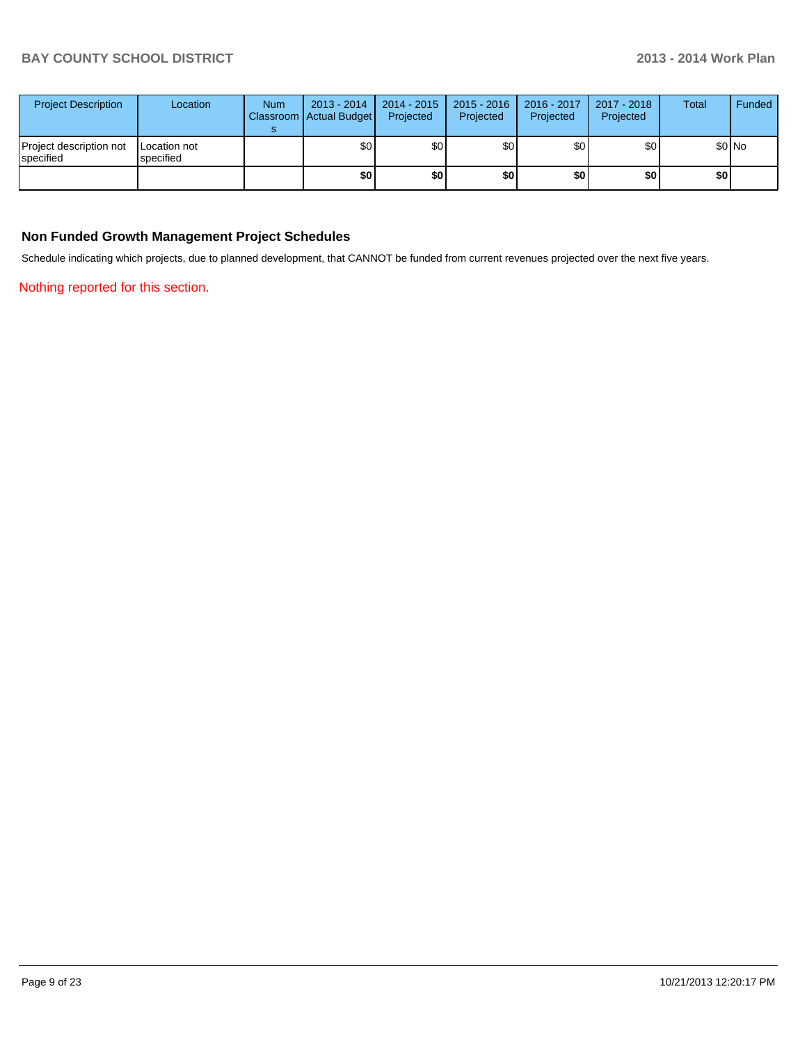| Project Description | Location | Num Classrooms | 2013 - 2014 Actual Budget | 2014 - 2015 Projected | 2015 - 2016 Projected | 2016 - 2017 Projected | 2017 - 2018 Projected | Total | Funded |
|---|---|---|---|---|---|---|---|---|---|
| Project description not specified | Location not specified | | $0 | $0 | $0 | $0 | $0 | $0 | No |
| | | | **$0** | **$0** | **$0** | **$0** | **$0** | **$0** | |

### Non Funded Growth Management Project Schedules

Schedule indicating which projects, due to planned development, that CANNOT be funded from current revenues projected over the next five years.

Nothing reported for this section.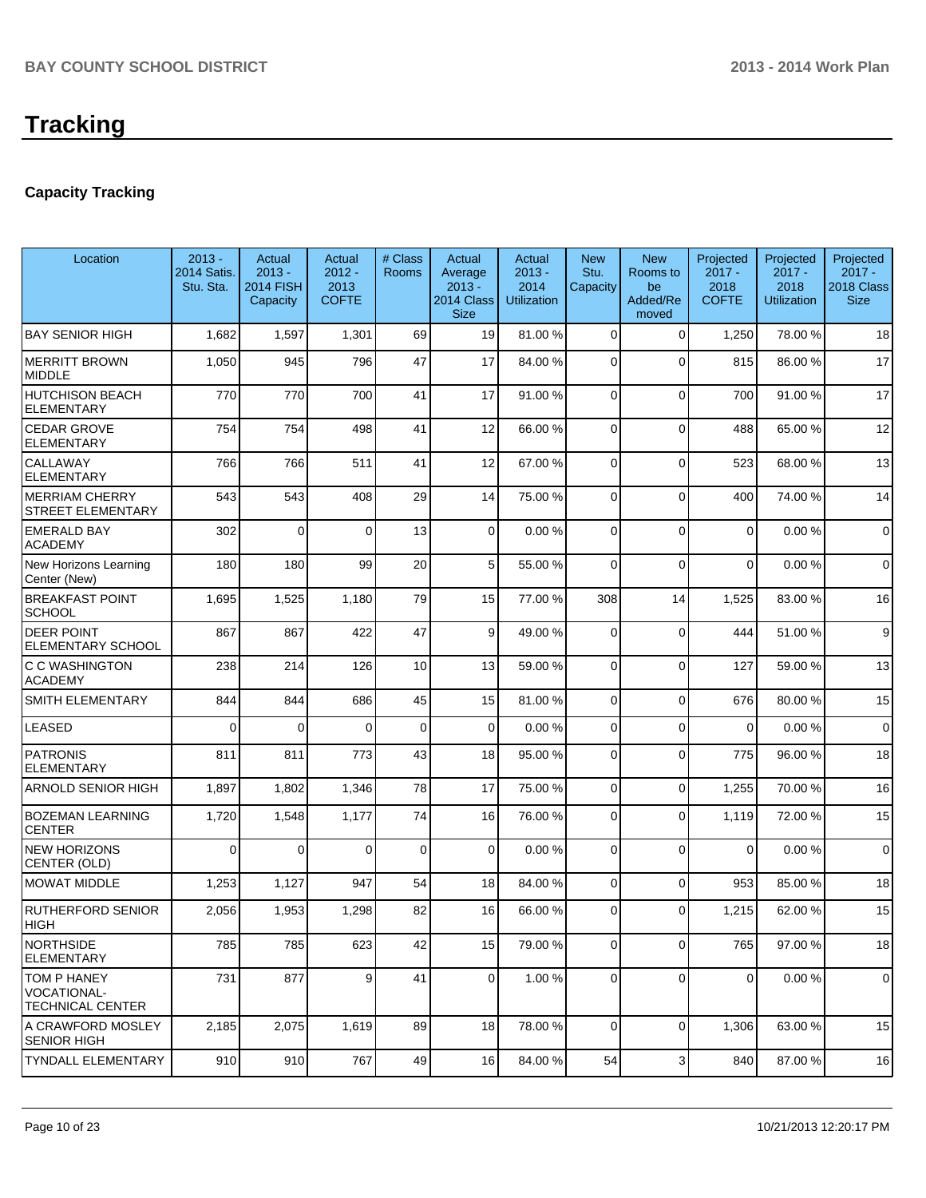# Tracking

### Capacity Tracking

| Location | 2013 - 2014 Satis. Stu. Sta. | Actual 2013 - 2014 FISH Capacity | Actual 2012 - 2013 COFTE | # Class Rooms | Actual Average 2013 - 2014 Class Size | Actual 2013 - 2014 Utilization | New Stu. Capacity | New Rooms to be Added/Removed | Projected 2017 - 2018 COFTE | Projected 2017 - 2018 Utilization | Projected 2017 - 2018 Class Size |
|---|---|---|---|---|---|---|---|---|---|---|---|
| BAY SENIOR HIGH | 1,682 | 1,597 | 1,301 | 69 | 19 | 81.00 % | 0 | 0 | 1,250 | 78.00 % | 18 |
| MERRITT BROWN MIDDLE | 1,050 | 945 | 796 | 47 | 17 | 84.00 % | 0 | 0 | 815 | 86.00 % | 17 |
| HUTCHISON BEACH ELEMENTARY | 770 | 770 | 700 | 41 | 17 | 91.00 % | 0 | 0 | 700 | 91.00 % | 17 |
| CEDAR GROVE ELEMENTARY | 754 | 754 | 498 | 41 | 12 | 66.00 % | 0 | 0 | 488 | 65.00 % | 12 |
| CALLAWAY ELEMENTARY | 766 | 766 | 511 | 41 | 12 | 67.00 % | 0 | 0 | 523 | 68.00 % | 13 |
| MERRIAM CHERRY STREET ELEMENTARY | 543 | 543 | 408 | 29 | 14 | 75.00 % | 0 | 0 | 400 | 74.00 % | 14 |
| EMERALD BAY ACADEMY | 302 | 0 | 0 | 13 | 0 | 0.00 % | 0 | 0 | 0 | 0.00 % | 0 |
| New Horizons Learning Center (New) | 180 | 180 | 99 | 20 | 5 | 55.00 % | 0 | 0 | 0 | 0.00 % | 0 |
| BREAKFAST POINT SCHOOL | 1,695 | 1,525 | 1,180 | 79 | 15 | 77.00 % | 308 | 14 | 1,525 | 83.00 % | 16 |
| DEER POINT ELEMENTARY SCHOOL | 867 | 867 | 422 | 47 | 9 | 49.00 % | 0 | 0 | 444 | 51.00 % | 9 |
| C C WASHINGTON ACADEMY | 238 | 214 | 126 | 10 | 13 | 59.00 % | 0 | 0 | 127 | 59.00 % | 13 |
| SMITH ELEMENTARY | 844 | 844 | 686 | 45 | 15 | 81.00 % | 0 | 0 | 676 | 80.00 % | 15 |
| LEASED | 0 | 0 | 0 | 0 | 0 | 0.00 % | 0 | 0 | 0 | 0.00 % | 0 |
| PATRONIS ELEMENTARY | 811 | 811 | 773 | 43 | 18 | 95.00 % | 0 | 0 | 775 | 96.00 % | 18 |
| ARNOLD SENIOR HIGH | 1,897 | 1,802 | 1,346 | 78 | 17 | 75.00 % | 0 | 0 | 1,255 | 70.00 % | 16 |
| BOZEMAN LEARNING CENTER | 1,720 | 1,548 | 1,177 | 74 | 16 | 76.00 % | 0 | 0 | 1,119 | 72.00 % | 15 |
| NEW HORIZONS CENTER (OLD) | 0 | 0 | 0 | 0 | 0 | 0.00 % | 0 | 0 | 0 | 0.00 % | 0 |
| MOWAT MIDDLE | 1,253 | 1,127 | 947 | 54 | 18 | 84.00 % | 0 | 0 | 953 | 85.00 % | 18 |
| RUTHERFORD SENIOR HIGH | 2,056 | 1,953 | 1,298 | 82 | 16 | 66.00 % | 0 | 0 | 1,215 | 62.00 % | 15 |
| NORTHSIDE ELEMENTARY | 785 | 785 | 623 | 42 | 15 | 79.00 % | 0 | 0 | 765 | 97.00 % | 18 |
| TOM P HANEY VOCATIONAL-TECHNICAL CENTER | 731 | 877 | 9 | 41 | 0 | 1.00 % | 0 | 0 | 0 | 0.00 % | 0 |
| A CRAWFORD MOSLEY SENIOR HIGH | 2,185 | 2,075 | 1,619 | 89 | 18 | 78.00 % | 0 | 0 | 1,306 | 63.00 % | 15 |
| TYNDALL ELEMENTARY | 910 | 910 | 767 | 49 | 16 | 84.00 % | 54 | 3 | 840 | 87.00 % | 16 |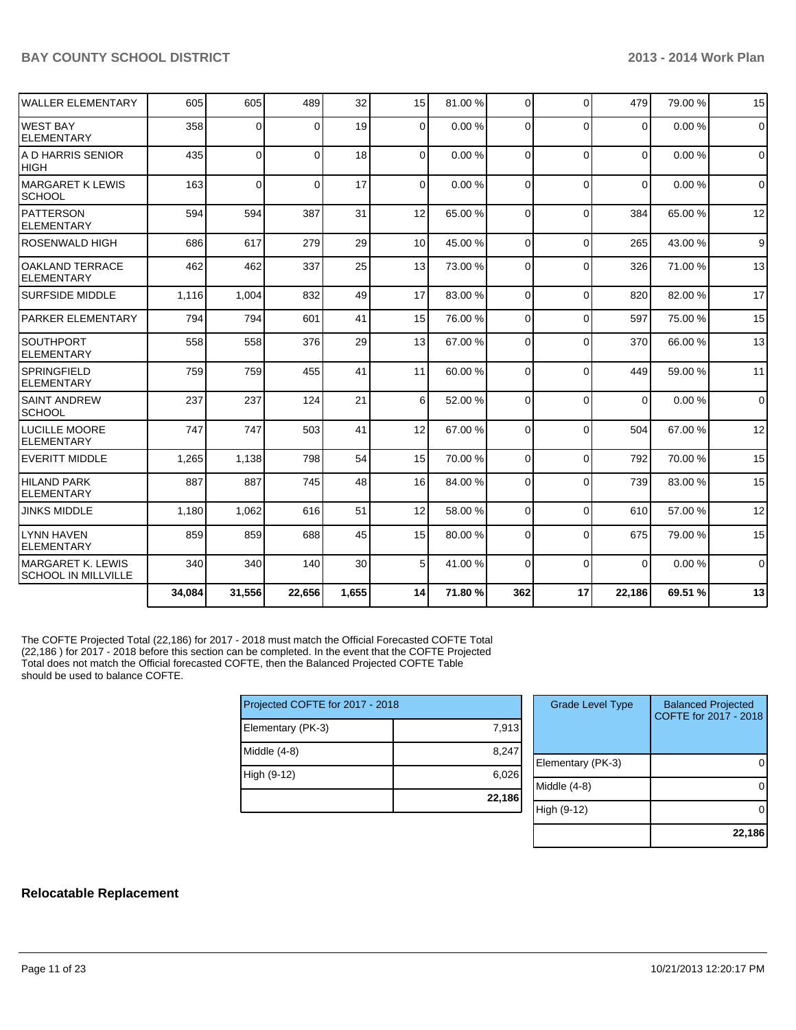| | | | | | | | | | | | |
|---|---|---|---|---|---|---|---|---|---|---|---|
| WALLER ELEMENTARY | 605 | 605 | 489 | 32 | 15 | 81.00 % | 0 | 0 | 479 | 79.00 % | 15 |
| WEST BAY ELEMENTARY | 358 | 0 | 0 | 19 | 0 | 0.00 % | 0 | 0 | 0 | 0.00 % | 0 |
| A D HARRIS SENIOR HIGH | 435 | 0 | 0 | 18 | 0 | 0.00 % | 0 | 0 | 0 | 0.00 % | 0 |
| MARGARET K LEWIS SCHOOL | 163 | 0 | 0 | 17 | 0 | 0.00 % | 0 | 0 | 0 | 0.00 % | 0 |
| PATTERSON ELEMENTARY | 594 | 594 | 387 | 31 | 12 | 65.00 % | 0 | 0 | 384 | 65.00 % | 12 |
| ROSENWALD HIGH | 686 | 617 | 279 | 29 | 10 | 45.00 % | 0 | 0 | 265 | 43.00 % | 9 |
| OAKLAND TERRACE ELEMENTARY | 462 | 462 | 337 | 25 | 13 | 73.00 % | 0 | 0 | 326 | 71.00 % | 13 |
| SURFSIDE MIDDLE | 1,116 | 1,004 | 832 | 49 | 17 | 83.00 % | 0 | 0 | 820 | 82.00 % | 17 |
| PARKER ELEMENTARY | 794 | 794 | 601 | 41 | 15 | 76.00 % | 0 | 0 | 597 | 75.00 % | 15 |
| SOUTHPORT ELEMENTARY | 558 | 558 | 376 | 29 | 13 | 67.00 % | 0 | 0 | 370 | 66.00 % | 13 |
| SPRINGFIELD ELEMENTARY | 759 | 759 | 455 | 41 | 11 | 60.00 % | 0 | 0 | 449 | 59.00 % | 11 |
| SAINT ANDREW SCHOOL | 237 | 237 | 124 | 21 | 6 | 52.00 % | 0 | 0 | 0 | 0.00 % | 0 |
| LUCILLE MOORE ELEMENTARY | 747 | 747 | 503 | 41 | 12 | 67.00 % | 0 | 0 | 504 | 67.00 % | 12 |
| EVERITT MIDDLE | 1,265 | 1,138 | 798 | 54 | 15 | 70.00 % | 0 | 0 | 792 | 70.00 % | 15 |
| HILAND PARK ELEMENTARY | 887 | 887 | 745 | 48 | 16 | 84.00 % | 0 | 0 | 739 | 83.00 % | 15 |
| JINKS MIDDLE | 1,180 | 1,062 | 616 | 51 | 12 | 58.00 % | 0 | 0 | 610 | 57.00 % | 12 |
| LYNN HAVEN ELEMENTARY | 859 | 859 | 688 | 45 | 15 | 80.00 % | 0 | 0 | 675 | 79.00 % | 15 |
| MARGARET K. LEWIS SCHOOL IN MILLVILLE | 340 | 340 | 140 | 30 | 5 | 41.00 % | 0 | 0 | 0 | 0.00 % | 0 |
| | **34,084** | **31,556** | **22,656** | **1,655** | **14** | **71.80 %** | **362** | **17** | **22,186** | **69.51 %** | **13** |

The COFTE Projected Total (22,186) for 2017 - 2018 must match the Official Forecasted COFTE Total (22,186 ) for 2017 - 2018 before this section can be completed. In the event that the COFTE Projected Total does not match the Official forecasted COFTE, then the Balanced Projected COFTE Table should be used to balance COFTE.

| Projected COFTE for 2017 - 2018 | |
|---|---|
| Elementary (PK-3) | 7,913 |
| Middle (4-8) | 8,247 |
| High (9-12) | 6,026 |
| | **22,186** |

| Grade Level Type | Balanced Projected COFTE for 2017 - 2018 |
|---|---|
| Elementary (PK-3) | 0 |
| Middle (4-8) | 0 |
| High (9-12) | 0 |
| | **22,186** |

## Relocatable Replacement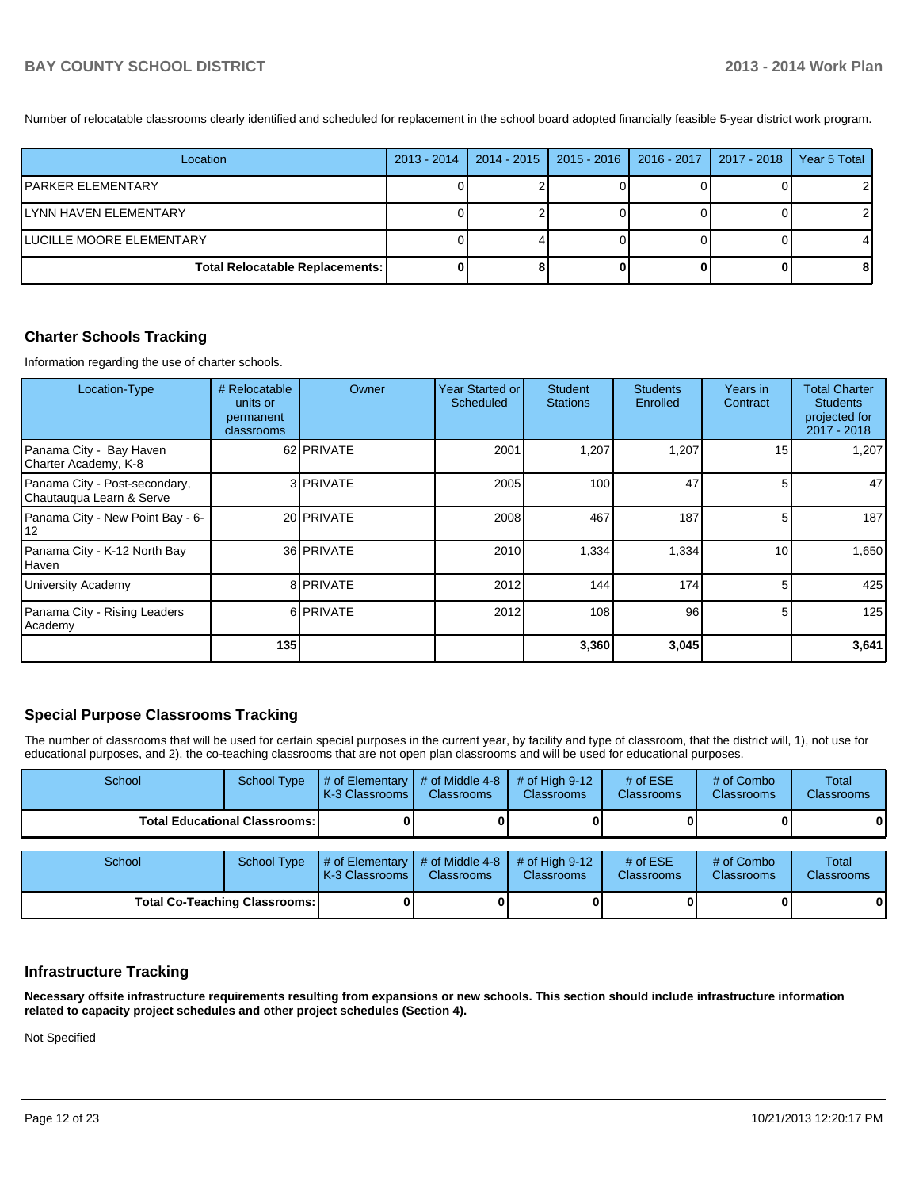Number of relocatable classrooms clearly identified and scheduled for replacement in the school board adopted financially feasible 5-year district work program.

| Location | 2013 - 2014 | 2014 - 2015 | 2015 - 2016 | 2016 - 2017 | 2017 - 2018 | Year 5 Total |
|---|---|---|---|---|---|---|
| PARKER ELEMENTARY | 0 | 2 | 0 | 0 | 0 | 2 |
| LYNN HAVEN ELEMENTARY | 0 | 2 | 0 | 0 | 0 | 2 |
| LUCILLE MOORE ELEMENTARY | 0 | 4 | 0 | 0 | 0 | 4 |
| **Total Relocatable Replacements:** | **0** | **8** | **0** | **0** | **0** | **8** |

## Charter Schools Tracking

Information regarding the use of charter schools.

| Location-Type | # Relocatable units or permanent classrooms | Owner | Year Started or Scheduled | Student Stations | Students Enrolled | Years in Contract | Total Charter Students projected for 2017 - 2018 |
|---|---|---|---|---|---|---|---|
| Panama City - Bay Haven Charter Academy, K-8 | 62 | PRIVATE | 2001 | 1,207 | 1,207 | 15 | 1,207 |
| Panama City - Post-secondary, Chautauqua Learn & Serve | 3 | PRIVATE | 2005 | 100 | 47 | 5 | 47 |
| Panama City - New Point Bay - 6-12 | 20 | PRIVATE | 2008 | 467 | 187 | 5 | 187 |
| Panama City - K-12 North Bay Haven | 36 | PRIVATE | 2010 | 1,334 | 1,334 | 10 | 1,650 |
| University Academy | 8 | PRIVATE | 2012 | 144 | 174 | 5 | 425 |
| Panama City - Rising Leaders Academy | 6 | PRIVATE | 2012 | 108 | 96 | 5 | 125 |
| | **135** | | | **3,360** | **3,045** | | **3,641** |

## Special Purpose Classrooms Tracking

The number of classrooms that will be used for certain special purposes in the current year, by facility and type of classroom, that the district will, 1), not use for educational purposes, and 2), the co-teaching classrooms that are not open plan classrooms and will be used for educational purposes.

| School | School Type | # of Elementary K-3 Classrooms | # of Middle 4-8 Classrooms | # of High 9-12 Classrooms | # of ESE Classrooms | # of Combo Classrooms | Total Classrooms |
|---|---|---|---|---|---|---|---|
| **Total Educational Classrooms:** | | **0** | **0** | **0** | **0** | **0** | **0** |

| School | School Type | # of Elementary K-3 Classrooms | # of Middle 4-8 Classrooms | # of High 9-12 Classrooms | # of ESE Classrooms | # of Combo Classrooms | Total Classrooms |
|---|---|---|---|---|---|---|---|
| **Total Co-Teaching Classrooms:** | | **0** | **0** | **0** | **0** | **0** | **0** |

## Infrastructure Tracking

**Necessary offsite infrastructure requirements resulting from expansions or new schools. This section should include infrastructure information related to capacity project schedules and other project schedules (Section 4).**

Not Specified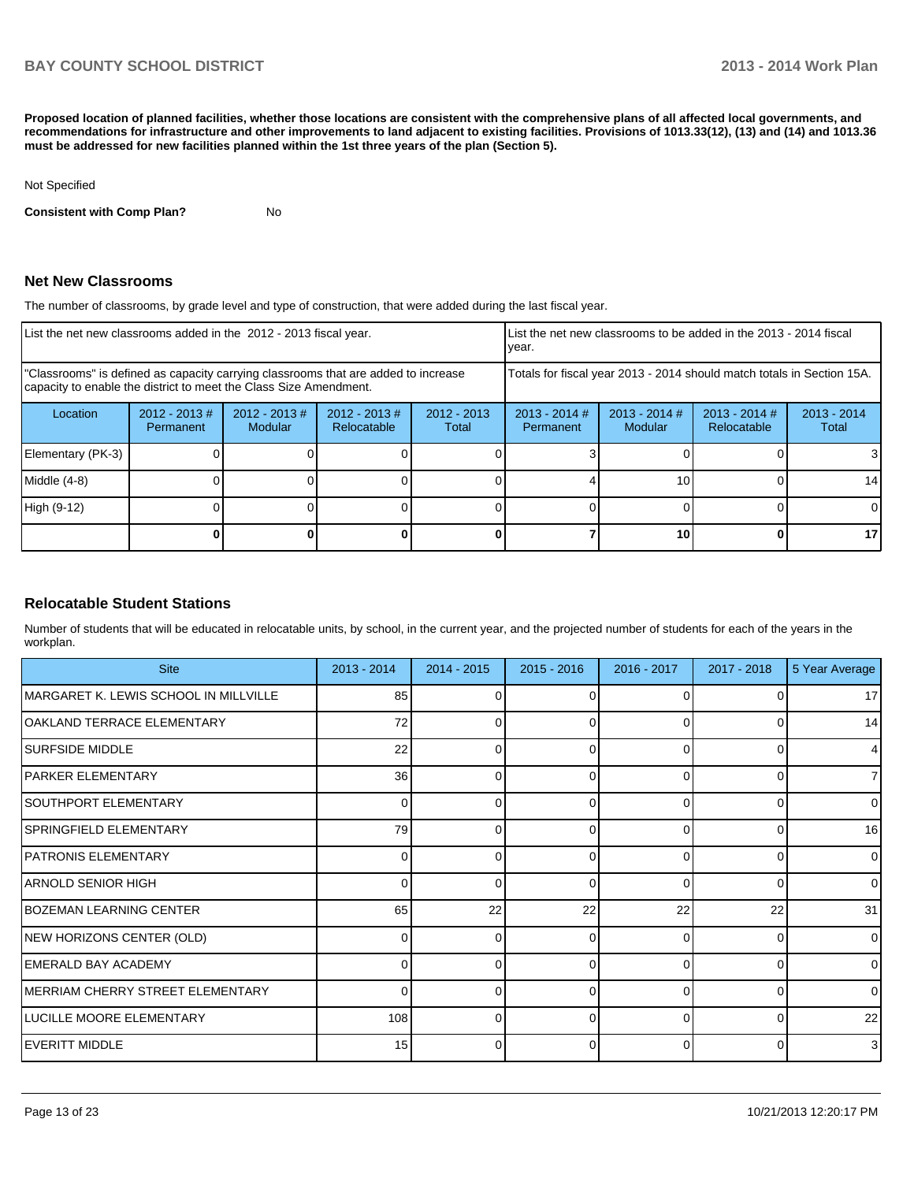**Proposed location of planned facilities, whether those locations are consistent with the comprehensive plans of all affected local governments, and recommendations for infrastructure and other improvements to land adjacent to existing facilities. Provisions of 1013.33(12), (13) and (14) and 1013.36 must be addressed for new facilities planned within the 1st three years of the plan (Section 5).**

Not Specified

**Consistent with Comp Plan?** No

## Net New Classrooms

The number of classrooms, by grade level and type of construction, that were added during the last fiscal year.

| List the net new classrooms added in the 2012 - 2013 fiscal year. | | | | | List the net new classrooms to be added in the 2013 - 2014 fiscal year. | | | |
|---|---|---|---|---|---|---|---|---|
| "Classrooms" is defined as capacity carrying classrooms that are added to increase capacity to enable the district to meet the Class Size Amendment. | | | | | Totals for fiscal year 2013 - 2014 should match totals in Section 15A. | | | |
| Location | 2012 - 2013 # Permanent | 2012 - 2013 # Modular | 2012 - 2013 # Relocatable | 2012 - 2013 Total | 2013 - 2014 # Permanent | 2013 - 2014 # Modular | 2013 - 2014 # Relocatable | 2013 - 2014 Total |
| Elementary (PK-3) | 0 | 0 | 0 | 0 | 3 | 0 | 0 | 3 |
| Middle (4-8) | 0 | 0 | 0 | 0 | 4 | 10 | 0 | 14 |
| High (9-12) | 0 | 0 | 0 | 0 | 0 | 0 | 0 | 0 |
| | **0** | **0** | **0** | **0** | **7** | **10** | **0** | **17** |

## Relocatable Student Stations

Number of students that will be educated in relocatable units, by school, in the current year, and the projected number of students for each of the years in the workplan.

| Site | 2013 - 2014 | 2014 - 2015 | 2015 - 2016 | 2016 - 2017 | 2017 - 2018 | 5 Year Average |
|---|---|---|---|---|---|---|
| MARGARET K. LEWIS SCHOOL IN MILLVILLE | 85 | 0 | 0 | 0 | 0 | 17 |
| OAKLAND TERRACE ELEMENTARY | 72 | 0 | 0 | 0 | 0 | 14 |
| SURFSIDE MIDDLE | 22 | 0 | 0 | 0 | 0 | 4 |
| PARKER ELEMENTARY | 36 | 0 | 0 | 0 | 0 | 7 |
| SOUTHPORT ELEMENTARY | 0 | 0 | 0 | 0 | 0 | 0 |
| SPRINGFIELD ELEMENTARY | 79 | 0 | 0 | 0 | 0 | 16 |
| PATRONIS ELEMENTARY | 0 | 0 | 0 | 0 | 0 | 0 |
| ARNOLD SENIOR HIGH | 0 | 0 | 0 | 0 | 0 | 0 |
| BOZEMAN LEARNING CENTER | 65 | 22 | 22 | 22 | 22 | 31 |
| NEW HORIZONS CENTER (OLD) | 0 | 0 | 0 | 0 | 0 | 0 |
| EMERALD BAY ACADEMY | 0 | 0 | 0 | 0 | 0 | 0 |
| MERRIAM CHERRY STREET ELEMENTARY | 0 | 0 | 0 | 0 | 0 | 0 |
| LUCILLE MOORE ELEMENTARY | 108 | 0 | 0 | 0 | 0 | 22 |
| EVERITT MIDDLE | 15 | 0 | 0 | 0 | 0 | 3 |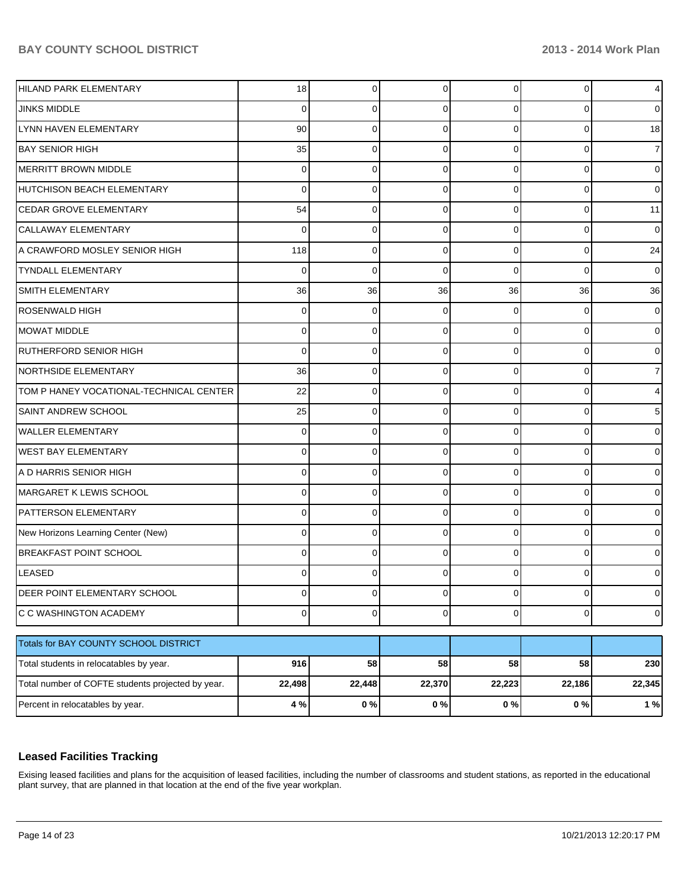| HILAND PARK ELEMENTARY | 18 | 0 | 0 | 0 | 0 | 4 |
|---|---|---|---|---|---|---|
| JINKS MIDDLE | 0 | 0 | 0 | 0 | 0 | 0 |
| LYNN HAVEN ELEMENTARY | 90 | 0 | 0 | 0 | 0 | 18 |
| BAY SENIOR HIGH | 35 | 0 | 0 | 0 | 0 | 7 |
| MERRITT BROWN MIDDLE | 0 | 0 | 0 | 0 | 0 | 0 |
| HUTCHISON BEACH ELEMENTARY | 0 | 0 | 0 | 0 | 0 | 0 |
| CEDAR GROVE ELEMENTARY | 54 | 0 | 0 | 0 | 0 | 11 |
| CALLAWAY ELEMENTARY | 0 | 0 | 0 | 0 | 0 | 0 |
| A CRAWFORD MOSLEY SENIOR HIGH | 118 | 0 | 0 | 0 | 0 | 24 |
| TYNDALL ELEMENTARY | 0 | 0 | 0 | 0 | 0 | 0 |
| SMITH ELEMENTARY | 36 | 36 | 36 | 36 | 36 | 36 |
| ROSENWALD HIGH | 0 | 0 | 0 | 0 | 0 | 0 |
| MOWAT MIDDLE | 0 | 0 | 0 | 0 | 0 | 0 |
| RUTHERFORD SENIOR HIGH | 0 | 0 | 0 | 0 | 0 | 0 |
| NORTHSIDE ELEMENTARY | 36 | 0 | 0 | 0 | 0 | 7 |
| TOM P HANEY VOCATIONAL-TECHNICAL CENTER | 22 | 0 | 0 | 0 | 0 | 4 |
| SAINT ANDREW SCHOOL | 25 | 0 | 0 | 0 | 0 | 5 |
| WALLER ELEMENTARY | 0 | 0 | 0 | 0 | 0 | 0 |
| WEST BAY ELEMENTARY | 0 | 0 | 0 | 0 | 0 | 0 |
| A D HARRIS SENIOR HIGH | 0 | 0 | 0 | 0 | 0 | 0 |
| MARGARET K LEWIS SCHOOL | 0 | 0 | 0 | 0 | 0 | 0 |
| PATTERSON ELEMENTARY | 0 | 0 | 0 | 0 | 0 | 0 |
| New Horizons Learning Center (New) | 0 | 0 | 0 | 0 | 0 | 0 |
| BREAKFAST POINT SCHOOL | 0 | 0 | 0 | 0 | 0 | 0 |
| LEASED | 0 | 0 | 0 | 0 | 0 | 0 |
| DEER POINT ELEMENTARY SCHOOL | 0 | 0 | 0 | 0 | 0 | 0 |
| C C WASHINGTON ACADEMY | 0 | 0 | 0 | 0 | 0 | 0 |

| Totals for BAY COUNTY SCHOOL DISTRICT | | | | | | |
|---|---|---|---|---|---|---|
| Total students in relocatables by year. | **916** | **58** | **58** | **58** | **58** | **230** |
| Total number of COFTE students projected by year. | **22,498** | **22,448** | **22,370** | **22,223** | **22,186** | **22,345** |
| Percent in relocatables by year. | **4 %** | **0 %** | **0 %** | **0 %** | **0 %** | **1 %** |

## Leased Facilities Tracking

Exising leased facilities and plans for the acquisition of leased facilities, including the number of classrooms and student stations, as reported in the educational plant survey, that are planned in that location at the end of the five year workplan.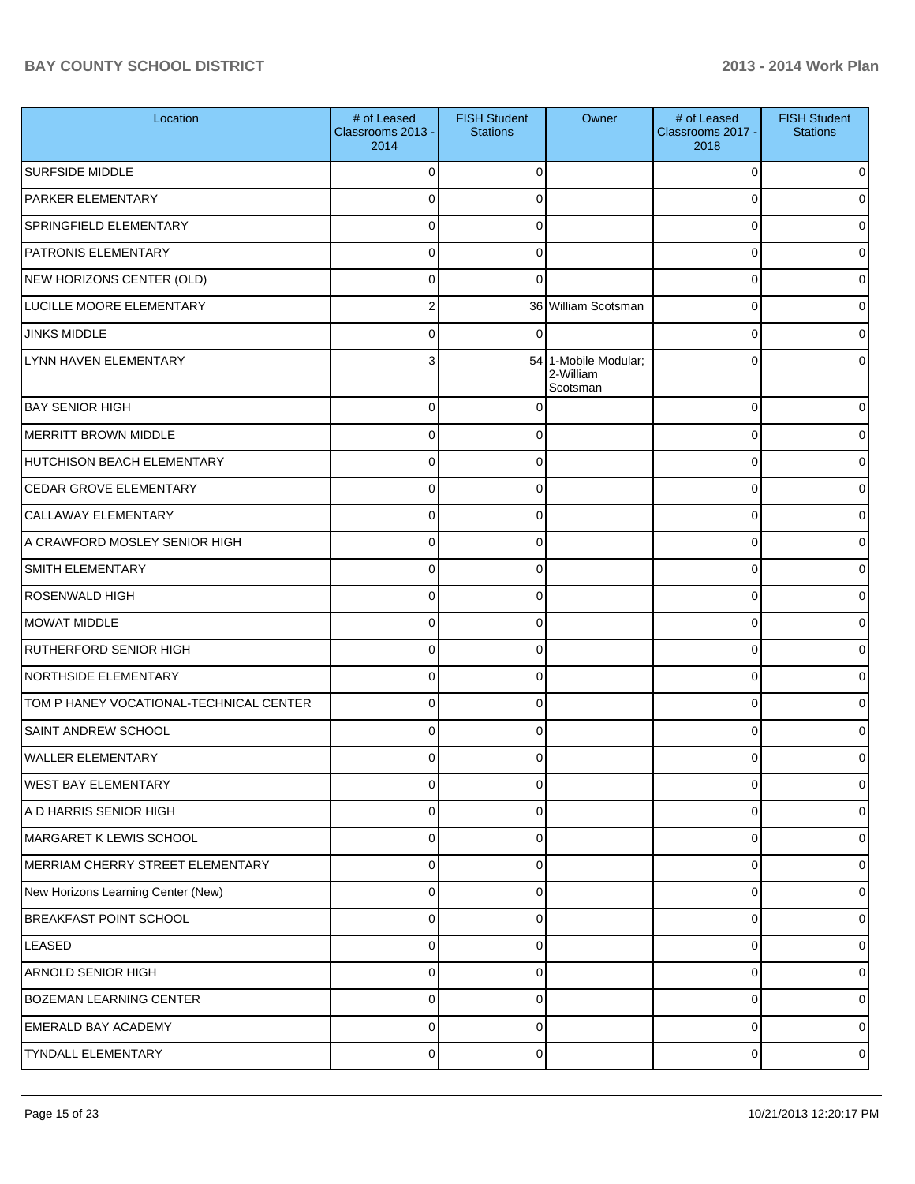| Location | # of Leased Classrooms 2013 - 2014 | FISH Student Stations | Owner | # of Leased Classrooms 2017 - 2018 | FISH Student Stations |
|---|---|---|---|---|---|
| SURFSIDE MIDDLE | 0 | 0 | | 0 | 0 |
| PARKER ELEMENTARY | 0 | 0 | | 0 | 0 |
| SPRINGFIELD ELEMENTARY | 0 | 0 | | 0 | 0 |
| PATRONIS ELEMENTARY | 0 | 0 | | 0 | 0 |
| NEW HORIZONS CENTER (OLD) | 0 | 0 | | 0 | 0 |
| LUCILLE MOORE ELEMENTARY | 2 | 36 | William Scotsman | 0 | 0 |
| JINKS MIDDLE | 0 | 0 | | 0 | 0 |
| LYNN HAVEN ELEMENTARY | 3 | 54 | 1-Mobile Modular; 2-William Scotsman | 0 | 0 |
| BAY SENIOR HIGH | 0 | 0 | | 0 | 0 |
| MERRITT BROWN MIDDLE | 0 | 0 | | 0 | 0 |
| HUTCHISON BEACH ELEMENTARY | 0 | 0 | | 0 | 0 |
| CEDAR GROVE ELEMENTARY | 0 | 0 | | 0 | 0 |
| CALLAWAY ELEMENTARY | 0 | 0 | | 0 | 0 |
| A CRAWFORD MOSLEY SENIOR HIGH | 0 | 0 | | 0 | 0 |
| SMITH ELEMENTARY | 0 | 0 | | 0 | 0 |
| ROSENWALD HIGH | 0 | 0 | | 0 | 0 |
| MOWAT MIDDLE | 0 | 0 | | 0 | 0 |
| RUTHERFORD SENIOR HIGH | 0 | 0 | | 0 | 0 |
| NORTHSIDE ELEMENTARY | 0 | 0 | | 0 | 0 |
| TOM P HANEY VOCATIONAL-TECHNICAL CENTER | 0 | 0 | | 0 | 0 |
| SAINT ANDREW SCHOOL | 0 | 0 | | 0 | 0 |
| WALLER ELEMENTARY | 0 | 0 | | 0 | 0 |
| WEST BAY ELEMENTARY | 0 | 0 | | 0 | 0 |
| A D HARRIS SENIOR HIGH | 0 | 0 | | 0 | 0 |
| MARGARET K LEWIS SCHOOL | 0 | 0 | | 0 | 0 |
| MERRIAM CHERRY STREET ELEMENTARY | 0 | 0 | | 0 | 0 |
| New Horizons Learning Center (New) | 0 | 0 | | 0 | 0 |
| BREAKFAST POINT SCHOOL | 0 | 0 | | 0 | 0 |
| LEASED | 0 | 0 | | 0 | 0 |
| ARNOLD SENIOR HIGH | 0 | 0 | | 0 | 0 |
| BOZEMAN LEARNING CENTER | 0 | 0 | | 0 | 0 |
| EMERALD BAY ACADEMY | 0 | 0 | | 0 | 0 |
| TYNDALL ELEMENTARY | 0 | 0 | | 0 | 0 |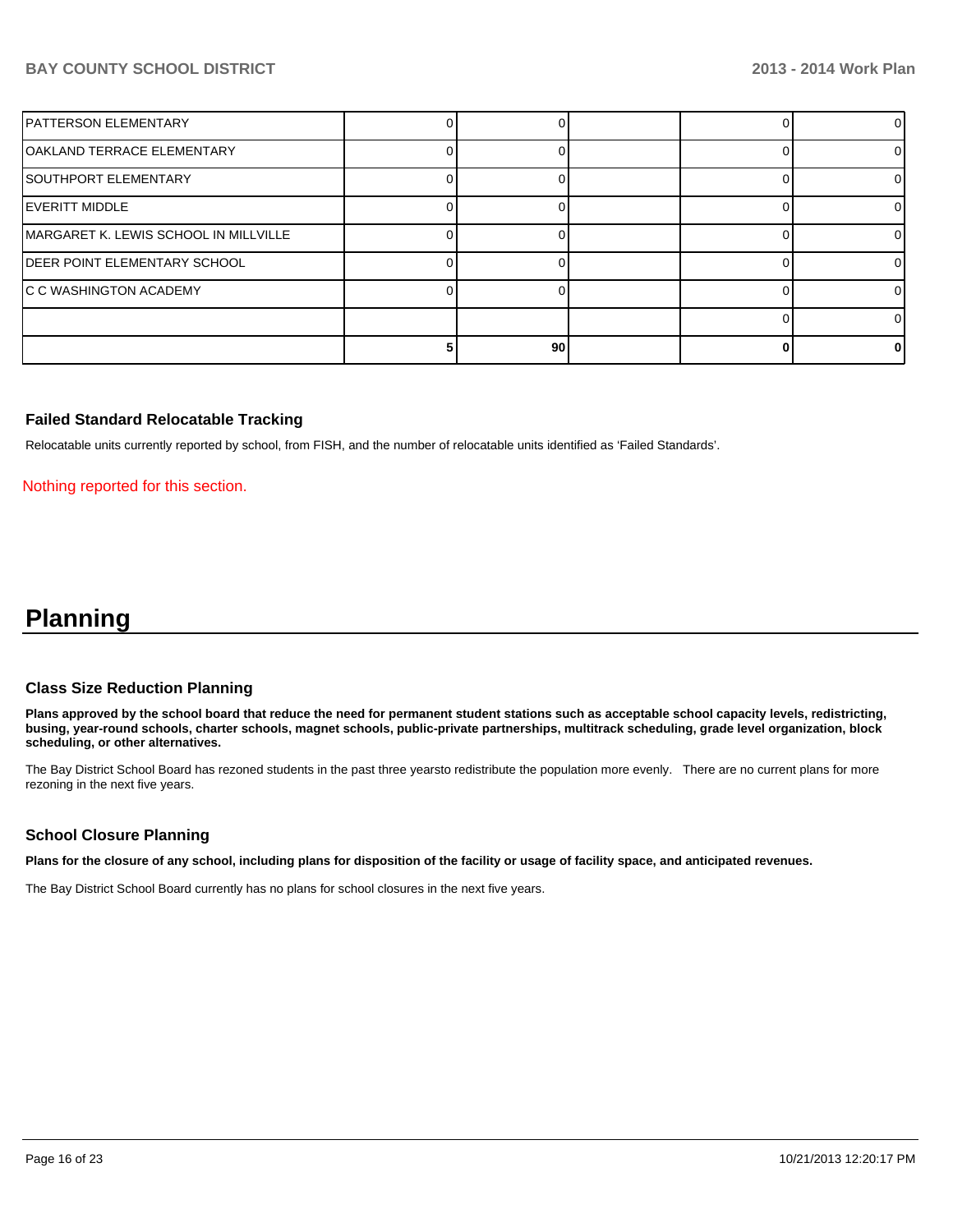| | | | | | |
|---|---|---|---|---|---|
| PATTERSON ELEMENTARY | 0 | 0 | | 0 | 0 |
| OAKLAND TERRACE ELEMENTARY | 0 | 0 | | 0 | 0 |
| SOUTHPORT ELEMENTARY | 0 | 0 | | 0 | 0 |
| EVERITT MIDDLE | 0 | 0 | | 0 | 0 |
| MARGARET K. LEWIS SCHOOL IN MILLVILLE | 0 | 0 | | 0 | 0 |
| DEER POINT ELEMENTARY SCHOOL | 0 | 0 | | 0 | 0 |
| C C WASHINGTON ACADEMY | 0 | 0 | | 0 | 0 |
| | | | | 0 | 0 |
| | **5** | **90** | | **0** | **0** |

### Failed Standard Relocatable Tracking

Relocatable units currently reported by school, from FISH, and the number of relocatable units identified as 'Failed Standards'.

Nothing reported for this section.

# Planning

### Class Size Reduction Planning

**Plans approved by the school board that reduce the need for permanent student stations such as acceptable school capacity levels, redistricting, busing, year-round schools, charter schools, magnet schools, public-private partnerships, multitrack scheduling, grade level organization, block scheduling, or other alternatives.**

The Bay District School Board has rezoned students in the past three yearsto redistribute the population more evenly. There are no current plans for more rezoning in the next five years.

### School Closure Planning

**Plans for the closure of any school, including plans for disposition of the facility or usage of facility space, and anticipated revenues.**

The Bay District School Board currently has no plans for school closures in the next five years.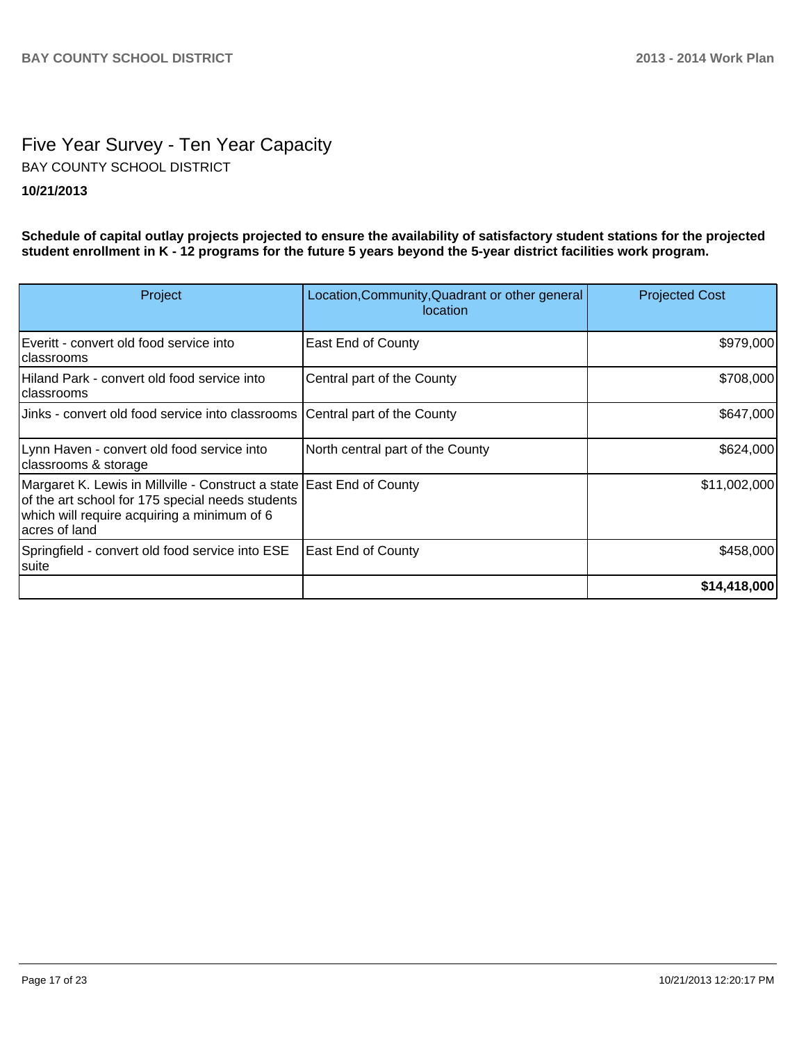# Five Year Survey - Ten Year Capacity

BAY COUNTY SCHOOL DISTRICT

**10/21/2013**

**Schedule of capital outlay projects projected to ensure the availability of satisfactory student stations for the projected student enrollment in K - 12 programs for the future 5 years beyond the 5-year district facilities work program.**

| Project | Location,Community,Quadrant or other general location | Projected Cost |
|---|---|---|
| Everitt - convert old food service into classrooms | East End of County | $979,000 |
| Hiland Park - convert old food service into classrooms | Central part of the County | $708,000 |
| Jinks - convert old food service into classrooms | Central part of the County | $647,000 |
| Lynn Haven - convert old food service into classrooms & storage | North central part of the County | $624,000 |
| Margaret K. Lewis in Millville - Construct a state of the art school for 175 special needs students which will require acquiring a minimum of 6 acres of land | East End of County | $11,002,000 |
| Springfield - convert old food service into ESE suite | East End of County | $458,000 |
| | | **$14,418,000** |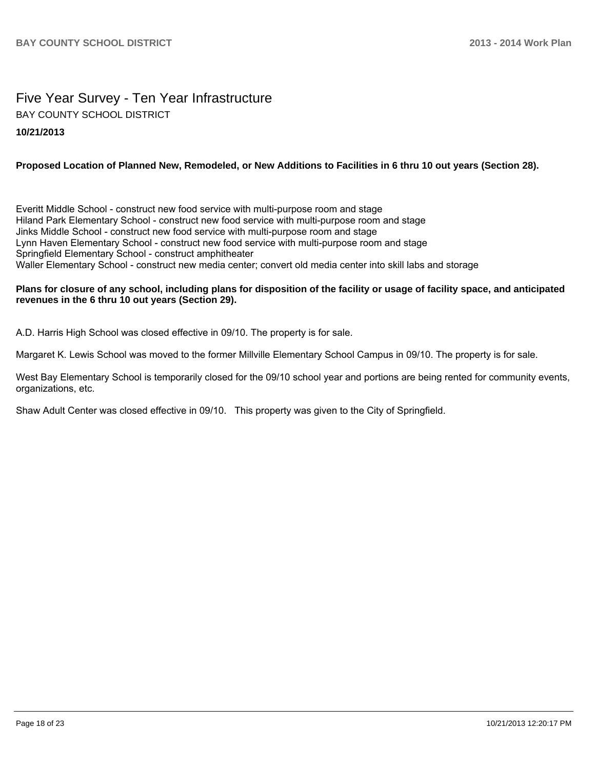# Five Year Survey - Ten Year Infrastructure

BAY COUNTY SCHOOL DISTRICT

**10/21/2013**

**Proposed Location of Planned New, Remodeled, or New Additions to Facilities in 6 thru 10 out years (Section 28).**

Everitt Middle School - construct new food service with multi-purpose room and stage
Hiland Park Elementary School - construct new food service with multi-purpose room and stage
Jinks Middle School - construct new food service with multi-purpose room and stage
Lynn Haven Elementary School - construct new food service with multi-purpose room and stage
Springfield Elementary School - construct amphitheater
Waller Elementary School - construct new media center; convert old media center into skill labs and storage

**Plans for closure of any school, including plans for disposition of the facility or usage of facility space, and anticipated revenues in the 6 thru 10 out years (Section 29).**

A.D. Harris High School was closed effective in 09/10. The property is for sale.

Margaret K. Lewis School was moved to the former Millville Elementary School Campus in 09/10. The property is for sale.

West Bay Elementary School is temporarily closed for the 09/10 school year and portions are being rented for community events, organizations, etc.

Shaw Adult Center was closed effective in 09/10. This property was given to the City of Springfield.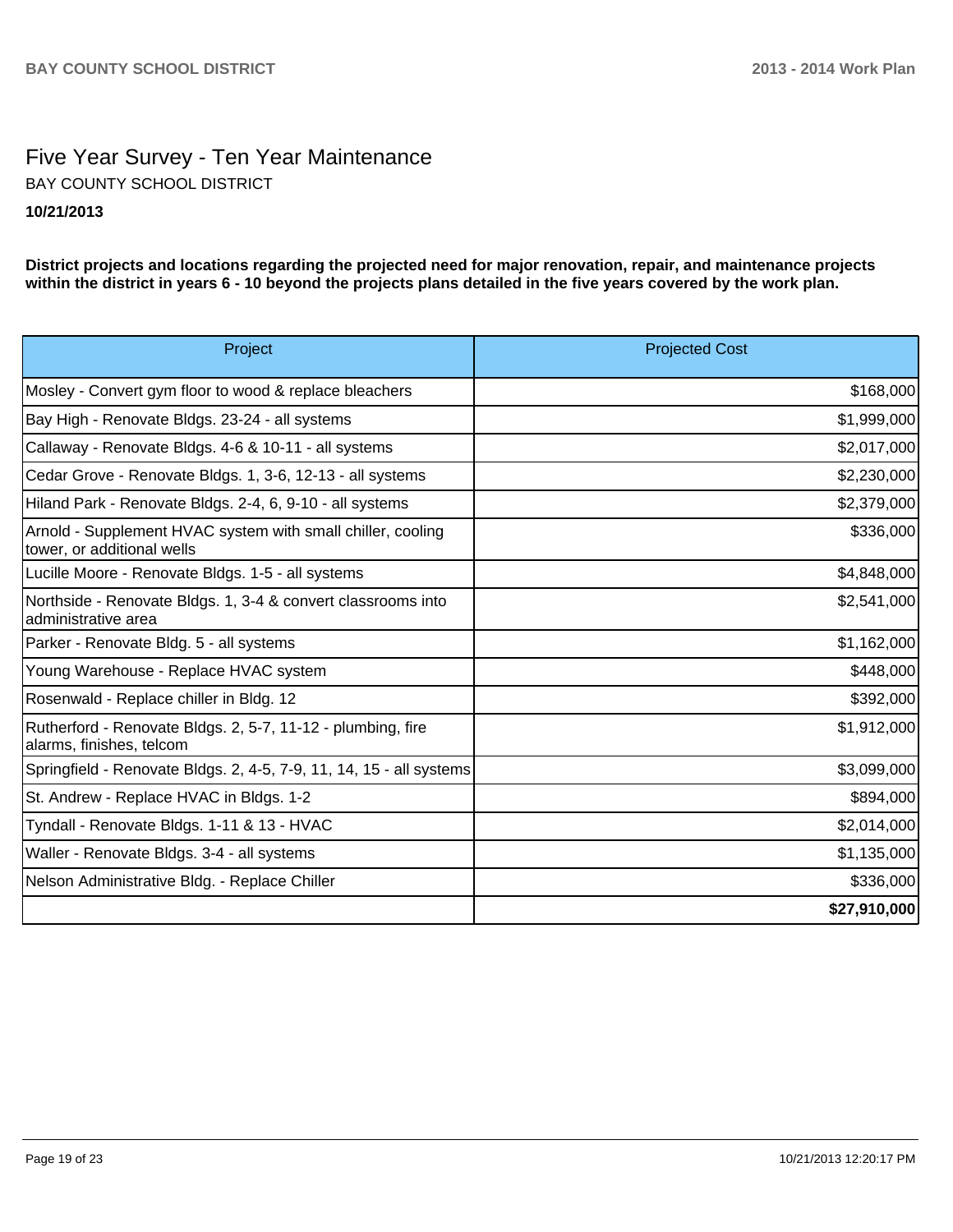# Five Year Survey - Ten Year Maintenance

BAY COUNTY SCHOOL DISTRICT

**10/21/2013**

**District projects and locations regarding the projected need for major renovation, repair, and maintenance projects within the district in years 6 - 10 beyond the projects plans detailed in the five years covered by the work plan.**

| Project | Projected Cost |
|---|---|
| Mosley - Convert gym floor to wood & replace bleachers | $168,000 |
| Bay High - Renovate Bldgs. 23-24 - all systems | $1,999,000 |
| Callaway - Renovate Bldgs. 4-6 & 10-11 - all systems | $2,017,000 |
| Cedar Grove - Renovate Bldgs. 1, 3-6, 12-13 - all systems | $2,230,000 |
| Hiland Park - Renovate Bldgs. 2-4, 6, 9-10 - all systems | $2,379,000 |
| Arnold - Supplement HVAC system with small chiller, cooling tower, or additional wells | $336,000 |
| Lucille Moore - Renovate Bldgs. 1-5 - all systems | $4,848,000 |
| Northside - Renovate Bldgs. 1, 3-4 & convert classrooms into administrative area | $2,541,000 |
| Parker - Renovate Bldg. 5 - all systems | $1,162,000 |
| Young Warehouse - Replace HVAC system | $448,000 |
| Rosenwald - Replace chiller in Bldg. 12 | $392,000 |
| Rutherford - Renovate Bldgs. 2, 5-7, 11-12 - plumbing, fire alarms, finishes, telcom | $1,912,000 |
| Springfield - Renovate Bldgs. 2, 4-5, 7-9, 11, 14, 15 - all systems | $3,099,000 |
| St. Andrew - Replace HVAC in Bldgs. 1-2 | $894,000 |
| Tyndall - Renovate Bldgs. 1-11 & 13 - HVAC | $2,014,000 |
| Waller - Renovate Bldgs. 3-4 - all systems | $1,135,000 |
| Nelson Administrative Bldg. - Replace Chiller | $336,000 |
| | **$27,910,000** |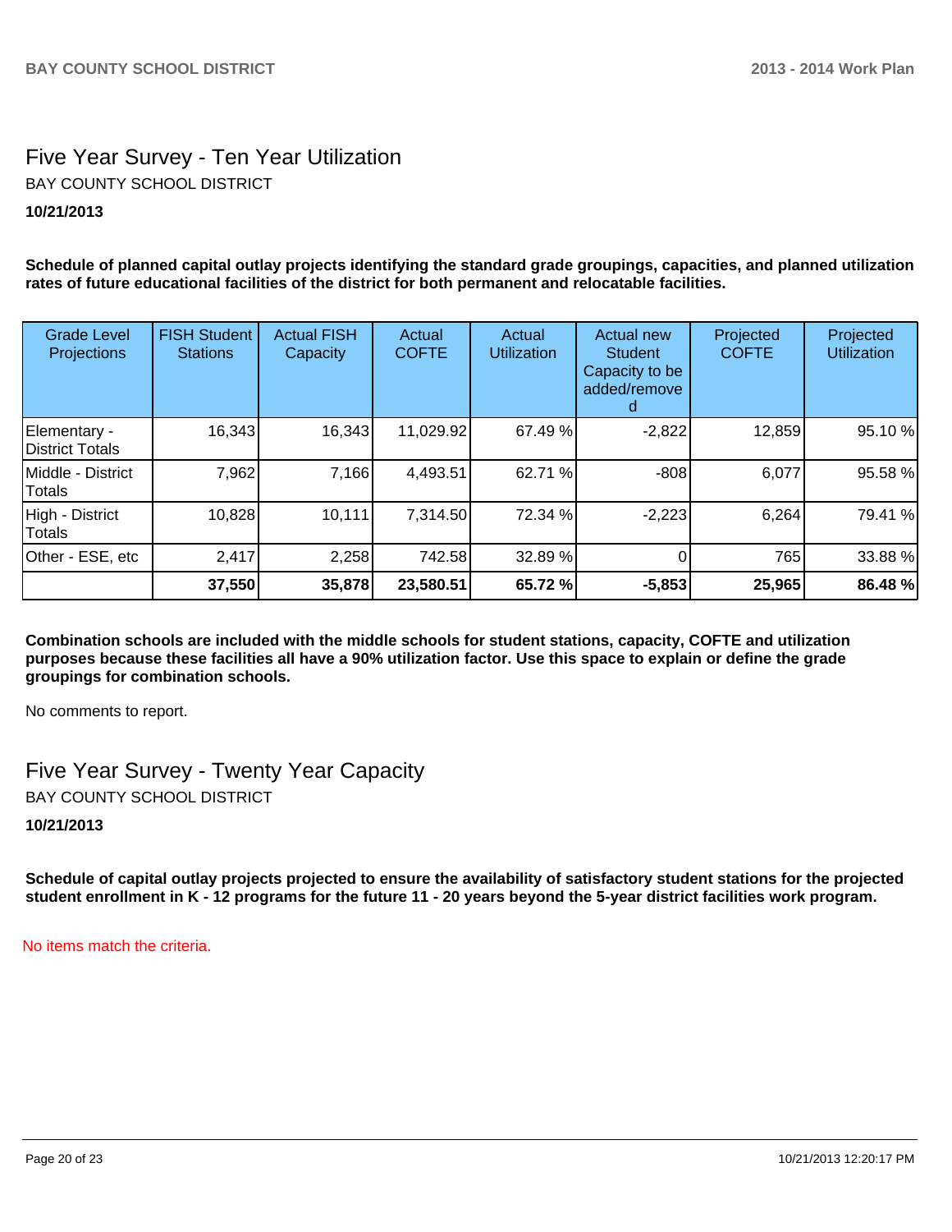# Five Year Survey - Ten Year Utilization

BAY COUNTY SCHOOL DISTRICT

**10/21/2013**

**Schedule of planned capital outlay projects identifying the standard grade groupings, capacities, and planned utilization rates of future educational facilities of the district for both permanent and relocatable facilities.**

| Grade Level Projections | FISH Student Stations | Actual FISH Capacity | Actual COFTE | Actual Utilization | Actual new Student Capacity to be added/removed | Projected COFTE | Projected Utilization |
|---|---|---|---|---|---|---|---|
| Elementary - District Totals | 16,343 | 16,343 | 11,029.92 | 67.49 % | -2,822 | 12,859 | 95.10 % |
| Middle - District Totals | 7,962 | 7,166 | 4,493.51 | 62.71 % | -808 | 6,077 | 95.58 % |
| High - District Totals | 10,828 | 10,111 | 7,314.50 | 72.34 % | -2,223 | 6,264 | 79.41 % |
| Other - ESE, etc | 2,417 | 2,258 | 742.58 | 32.89 % | 0 | 765 | 33.88 % |
| | **37,550** | **35,878** | **23,580.51** | **65.72 %** | **-5,853** | **25,965** | **86.48 %** |

**Combination schools are included with the middle schools for student stations, capacity, COFTE and utilization purposes because these facilities all have a 90% utilization factor. Use this space to explain or define the grade groupings for combination schools.**

No comments to report.

# Five Year Survey - Twenty Year Capacity

BAY COUNTY SCHOOL DISTRICT

**10/21/2013**

**Schedule of capital outlay projects projected to ensure the availability of satisfactory student stations for the projected student enrollment in K - 12 programs for the future 11 - 20 years beyond the 5-year district facilities work program.**

No items match the criteria.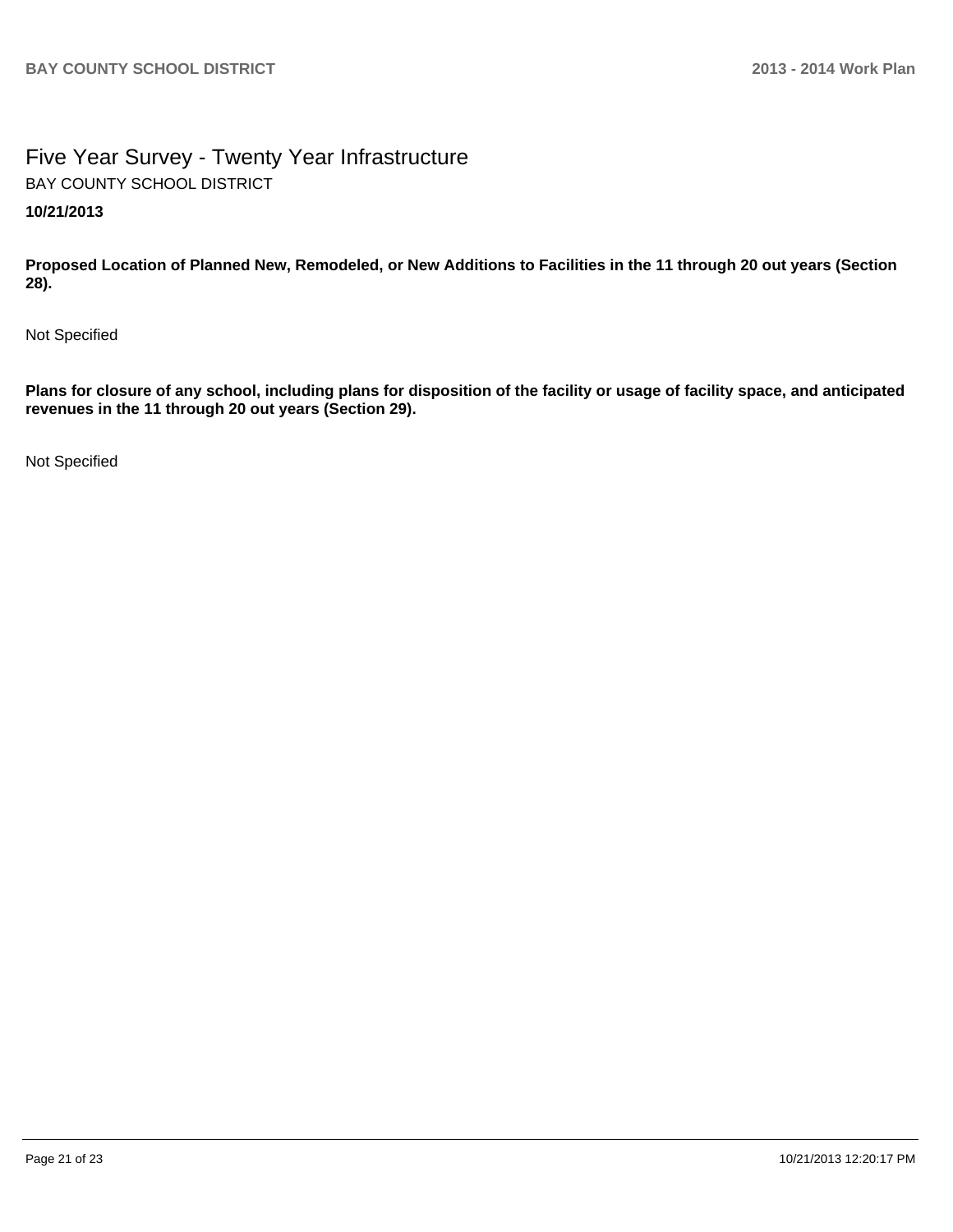# Five Year Survey - Twenty Year Infrastructure

BAY COUNTY SCHOOL DISTRICT

**10/21/2013**

**Proposed Location of Planned New, Remodeled, or New Additions to Facilities in the 11 through 20 out years (Section 28).**

Not Specified

**Plans for closure of any school, including plans for disposition of the facility or usage of facility space, and anticipated revenues in the 11 through 20 out years (Section 29).**

Not Specified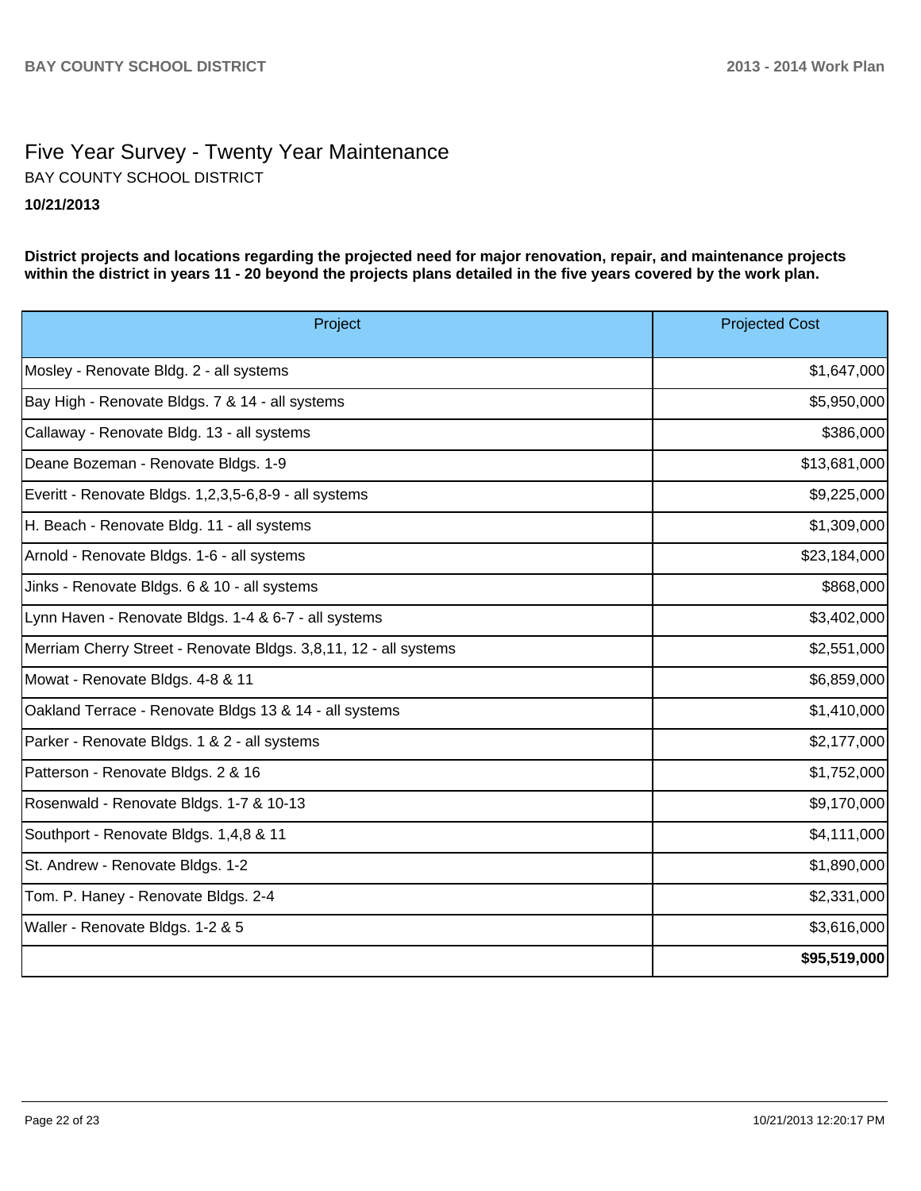# Five Year Survey - Twenty Year Maintenance

BAY COUNTY SCHOOL DISTRICT

**10/21/2013**

**District projects and locations regarding the projected need for major renovation, repair, and maintenance projects within the district in years 11 - 20 beyond the projects plans detailed in the five years covered by the work plan.**

| Project | Projected Cost |
|---|---|
| Mosley - Renovate Bldg. 2 - all systems | $1,647,000 |
| Bay High - Renovate Bldgs. 7 & 14 - all systems | $5,950,000 |
| Callaway - Renovate Bldg. 13 - all systems | $386,000 |
| Deane Bozeman - Renovate Bldgs. 1-9 | $13,681,000 |
| Everitt - Renovate Bldgs. 1,2,3,5-6,8-9 - all systems | $9,225,000 |
| H. Beach - Renovate Bldg. 11 - all systems | $1,309,000 |
| Arnold - Renovate Bldgs. 1-6 - all systems | $23,184,000 |
| Jinks - Renovate Bldgs. 6 & 10 - all systems | $868,000 |
| Lynn Haven - Renovate Bldgs. 1-4 & 6-7 - all systems | $3,402,000 |
| Merriam Cherry Street - Renovate Bldgs. 3,8,11, 12 - all systems | $2,551,000 |
| Mowat - Renovate Bldgs. 4-8 & 11 | $6,859,000 |
| Oakland Terrace - Renovate Bldgs 13 & 14 - all systems | $1,410,000 |
| Parker - Renovate Bldgs. 1 & 2 - all systems | $2,177,000 |
| Patterson - Renovate Bldgs. 2 & 16 | $1,752,000 |
| Rosenwald - Renovate Bldgs. 1-7 & 10-13 | $9,170,000 |
| Southport - Renovate Bldgs. 1,4,8 & 11 | $4,111,000 |
| St. Andrew - Renovate Bldgs. 1-2 | $1,890,000 |
| Tom. P. Haney - Renovate Bldgs. 2-4 | $2,331,000 |
| Waller - Renovate Bldgs. 1-2 & 5 | $3,616,000 |
| | **$95,519,000** |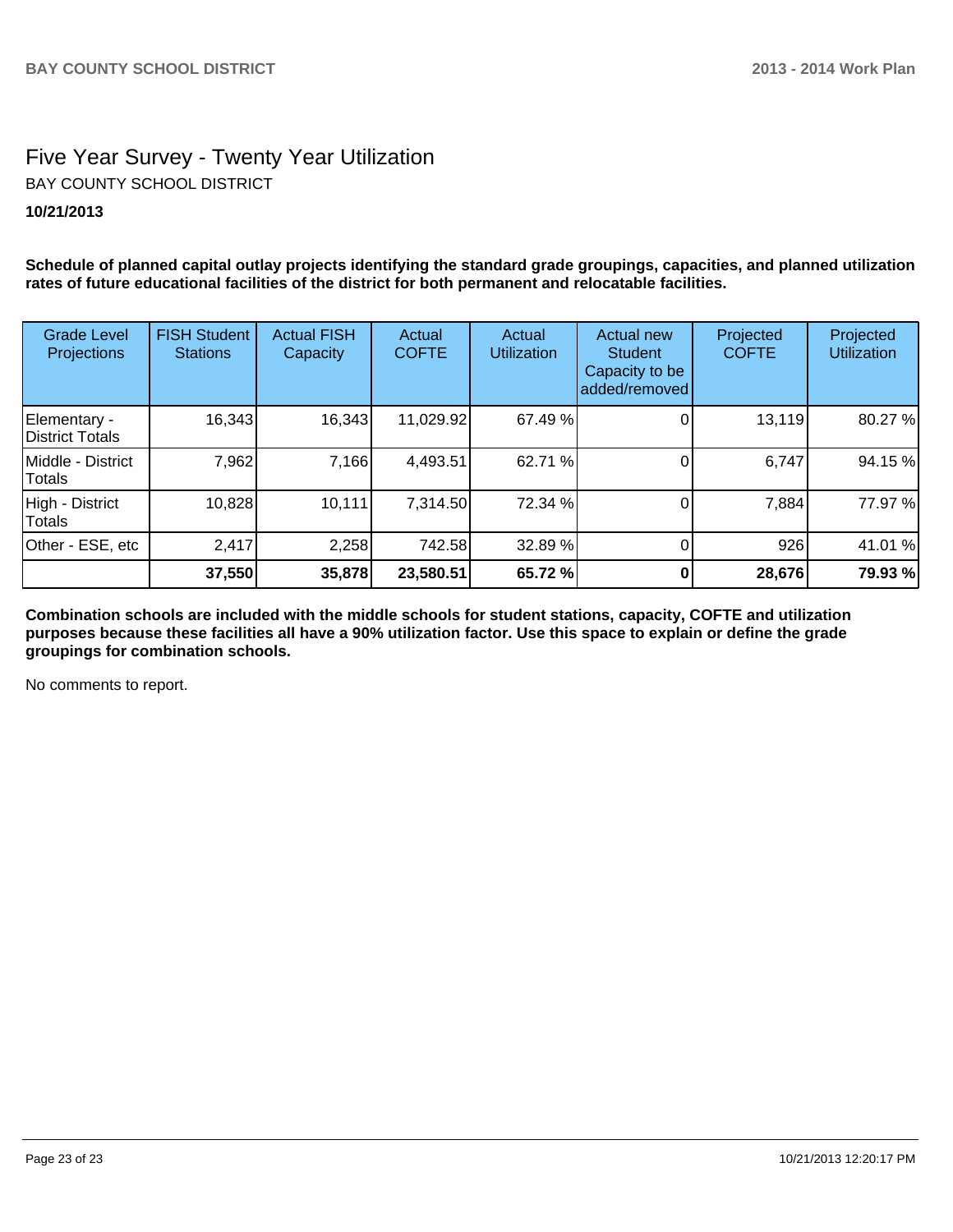# Five Year Survey - Twenty Year Utilization

BAY COUNTY SCHOOL DISTRICT

**10/21/2013**

**Schedule of planned capital outlay projects identifying the standard grade groupings, capacities, and planned utilization rates of future educational facilities of the district for both permanent and relocatable facilities.**

| Grade Level Projections | FISH Student Stations | Actual FISH Capacity | Actual COFTE | Actual Utilization | Actual new Student Capacity to be added/removed | Projected COFTE | Projected Utilization |
|---|---|---|---|---|---|---|---|
| Elementary - District Totals | 16,343 | 16,343 | 11,029.92 | 67.49 % | 0 | 13,119 | 80.27 % |
| Middle - District Totals | 7,962 | 7,166 | 4,493.51 | 62.71 % | 0 | 6,747 | 94.15 % |
| High - District Totals | 10,828 | 10,111 | 7,314.50 | 72.34 % | 0 | 7,884 | 77.97 % |
| Other - ESE, etc | 2,417 | 2,258 | 742.58 | 32.89 % | 0 | 926 | 41.01 % |
| | **37,550** | **35,878** | **23,580.51** | **65.72 %** | **0** | **28,676** | **79.93 %** |

**Combination schools are included with the middle schools for student stations, capacity, COFTE and utilization purposes because these facilities all have a 90% utilization factor. Use this space to explain or define the grade groupings for combination schools.**

No comments to report.